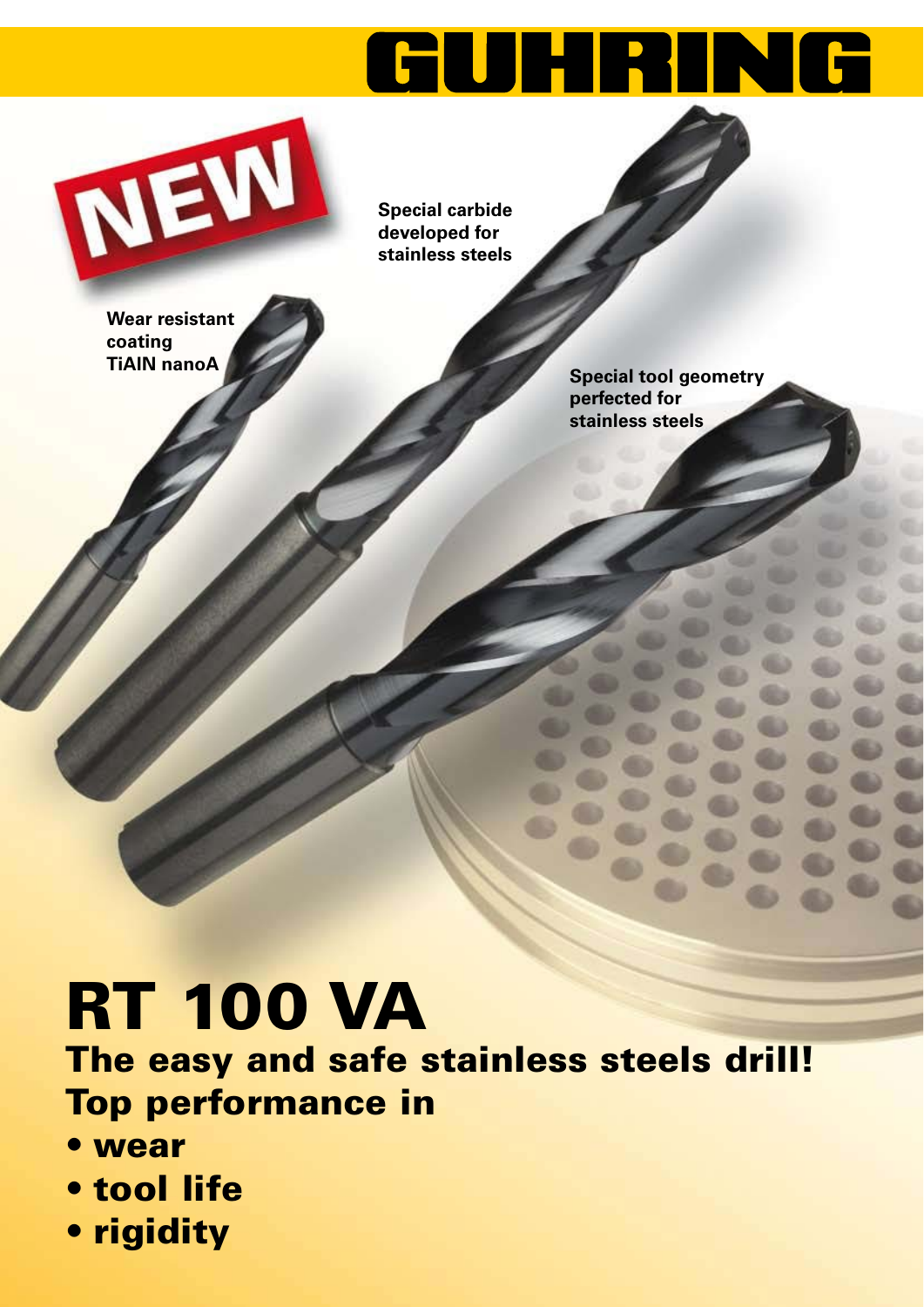# GUHRING

NEW

Special carbide developed for stainless steels

Wear resistant coating TiAlN nanoA

Special tool geometry perfected for stainless steels

# RT 100 VA

## The easy and safe stainless steels drill!

## Top performance in

- **wear**
- **tool life**
- **rigidity**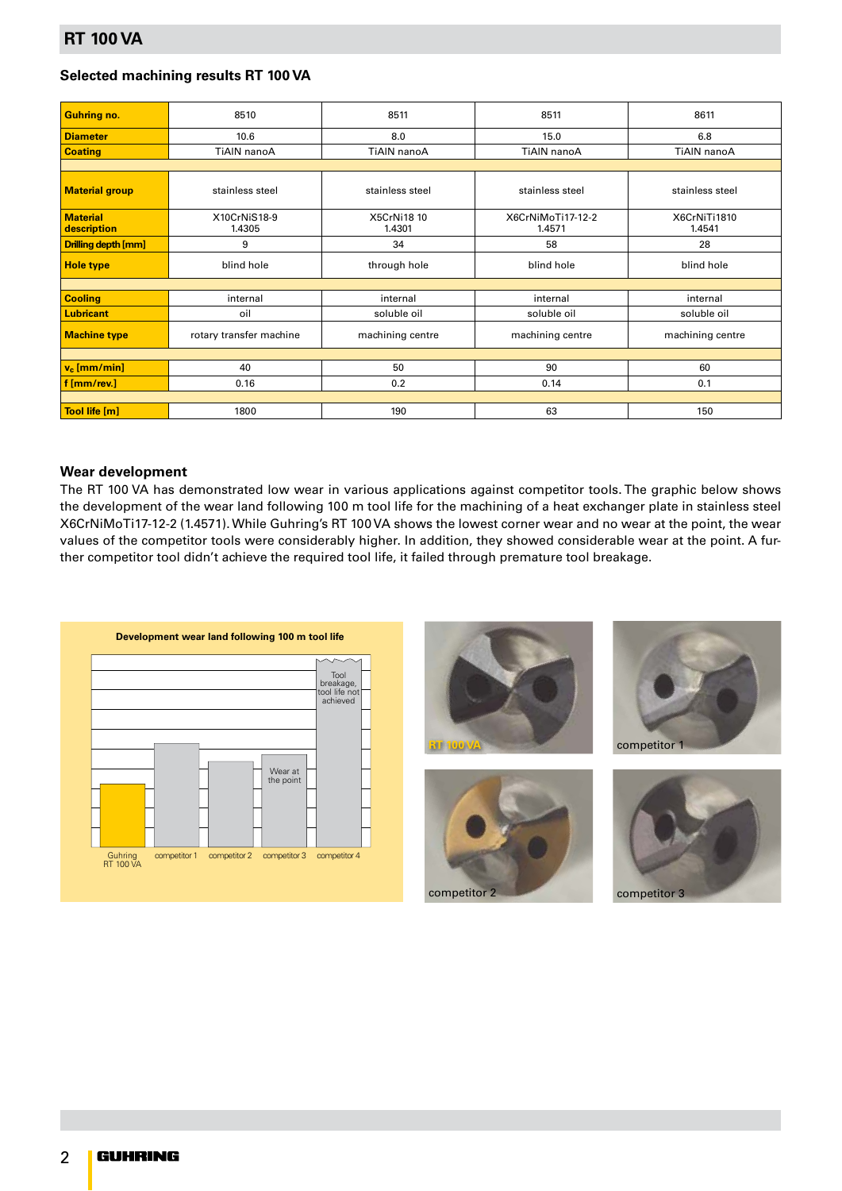## RT 100 VA

### Selected machining results RT 100 VA

| **Guhring no.** | 8510 | 8511 | 8511 | 8611 |
|---|---|---|---|---|
| **Diameter** | 10.6 | 8.0 | 15.0 | 6.8 |
| **Coating** | TiAlN nanoA | TiAlN nanoA | TiAlN nanoA | TiAlN nanoA |
| **Material group** | stainless steel | stainless steel | stainless steel | stainless steel |
| **Material description** | X10CrNiS18-9 1.4305 | X5CrNi18 10 1.4301 | X6CrNiMoTi17-12-2 1.4571 | X6CrNiTi1810 1.4541 |
| **Drilling depth [mm]** | 9 | 34 | 58 | 28 |
| **Hole type** | blind hole | through hole | blind hole | blind hole |
| **Cooling** | internal | internal | internal | internal |
| **Lubricant** | oil | soluble oil | soluble oil | soluble oil |
| **Machine type** | rotary transfer machine | machining centre | machining centre | machining centre |
| **$v_c$ [mm/min]** | 40 | 50 | 90 | 60 |
| **f [mm/rev.]** | 0.16 | 0.2 | 0.14 | 0.1 |
| **Tool life [m]** | 1800 | 190 | 63 | 150 |

### Wear development

The RT 100 VA has demonstrated low wear in various applications against competitor tools. The graphic below shows the development of the wear land following 100 m tool life for the machining of a heat exchanger plate in stainless steel X6CrNiMoTi17-12-2 (1.4571). While Guhring's RT 100 VA shows the lowest corner wear and no wear at the point, the wear values of the competitor tools were considerably higher. In addition, they showed considerable wear at the point. A further competitor tool didn't achieve the required tool life, it failed through premature tool breakage.

**Development wear land following 100 m tool life**

Guhring RT 100 VA | competitor 1 | competitor 2 | competitor 3 (Wear at the point) | competitor 4 (Tool breakage, tool life not achieved)

RT 100 VA | competitor 1 | competitor 2 | competitor 3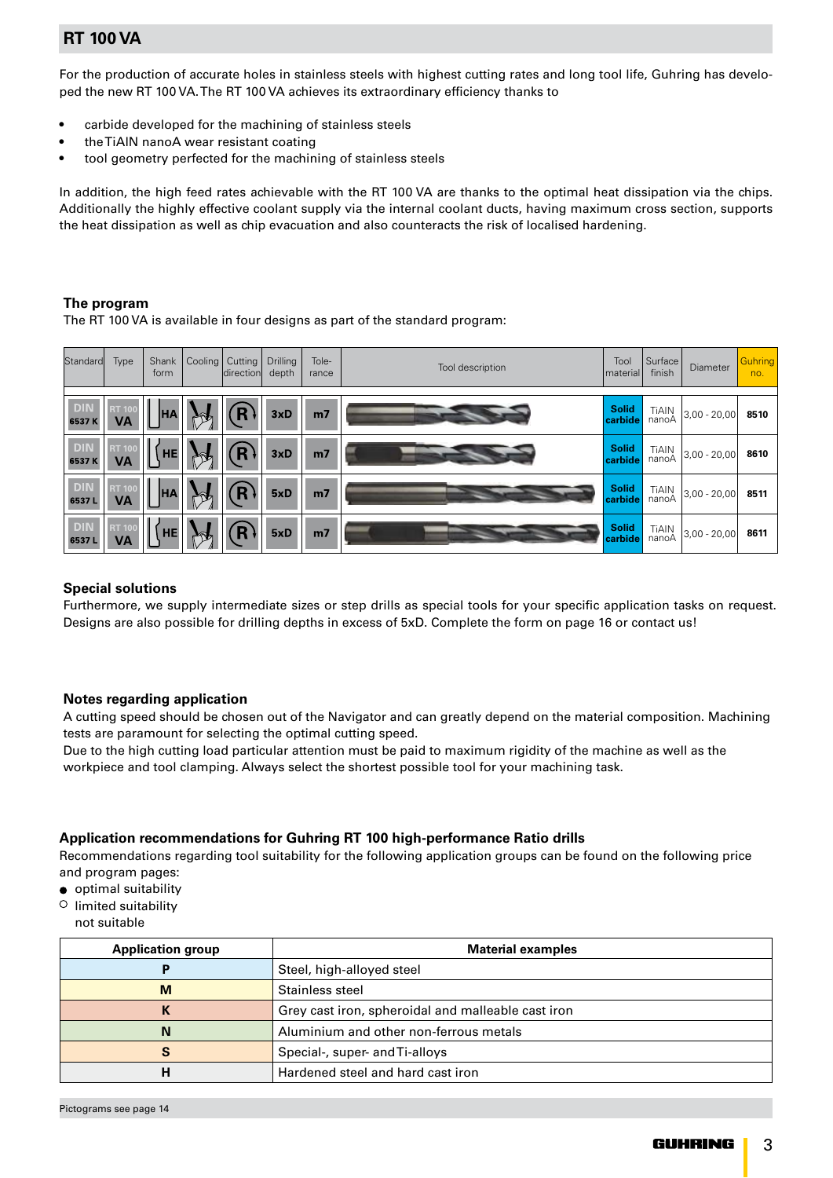# RT 100 VA

For the production of accurate holes in stainless steels with highest cutting rates and long tool life, Guhring has developed the new RT 100 VA. The RT 100 VA achieves its extraordinary efficiency thanks to

- carbide developed for the machining of stainless steels
- the TiAlN nanoA wear resistant coating
- tool geometry perfected for the machining of stainless steels

In addition, the high feed rates achievable with the RT 100 VA are thanks to the optimal heat dissipation via the chips. Additionally the highly effective coolant supply via the internal coolant ducts, having maximum cross section, supports the heat dissipation as well as chip evacuation and also counteracts the risk of localised hardening.

### The program

The RT 100 VA is available in four designs as part of the standard program:

| Standard | Type | Shank form | Cooling | Cutting direction | Drilling depth | Tolerance | Tool description | Tool material | Surface finish | Diameter | Guhring no. |
|---|---|---|---|---|---|---|---|---|---|---|---|
| DIN 6537 K | RT 100 VA | HA | | R | 3xD | m7 | | Solid carbide | TiAlN nanoA | 3,00 - 20,00 | 8510 |
| DIN 6537 K | RT 100 VA | HE | | R | 3xD | m7 | | Solid carbide | TiAlN nanoA | 3,00 - 20,00 | 8610 |
| DIN 6537 L | RT 100 VA | HA | | R | 5xD | m7 | | Solid carbide | TiAlN nanoA | 3,00 - 20,00 | 8511 |
| DIN 6537 L | RT 100 VA | HE | | R | 5xD | m7 | | Solid carbide | TiAlN nanoA | 3,00 - 20,00 | 8611 |

### Special solutions

Furthermore, we supply intermediate sizes or step drills as special tools for your specific application tasks on request. Designs are also possible for drilling depths in excess of 5xD. Complete the form on page 16 or contact us!

### Notes regarding application

A cutting speed should be chosen out of the Navigator and can greatly depend on the material composition. Machining tests are paramount for selecting the optimal cutting speed.
Due to the high cutting load particular attention must be paid to maximum rigidity of the machine as well as the workpiece and tool clamping. Always select the shortest possible tool for your machining task.

### Application recommendations for Guhring RT 100 high-performance Ratio drills

Recommendations regarding tool suitability for the following application groups can be found on the following price and program pages:

● optimal suitability
○ limited suitability
not suitable

| Application group | Material examples |
|---|---|
| P | Steel, high-alloyed steel |
| M | Stainless steel |
| K | Grey cast iron, spheroidal and malleable cast iron |
| N | Aluminium and other non-ferrous metals |
| S | Special-, super- and Ti-alloys |
| H | Hardened steel and hard cast iron |

Pictograms see page 14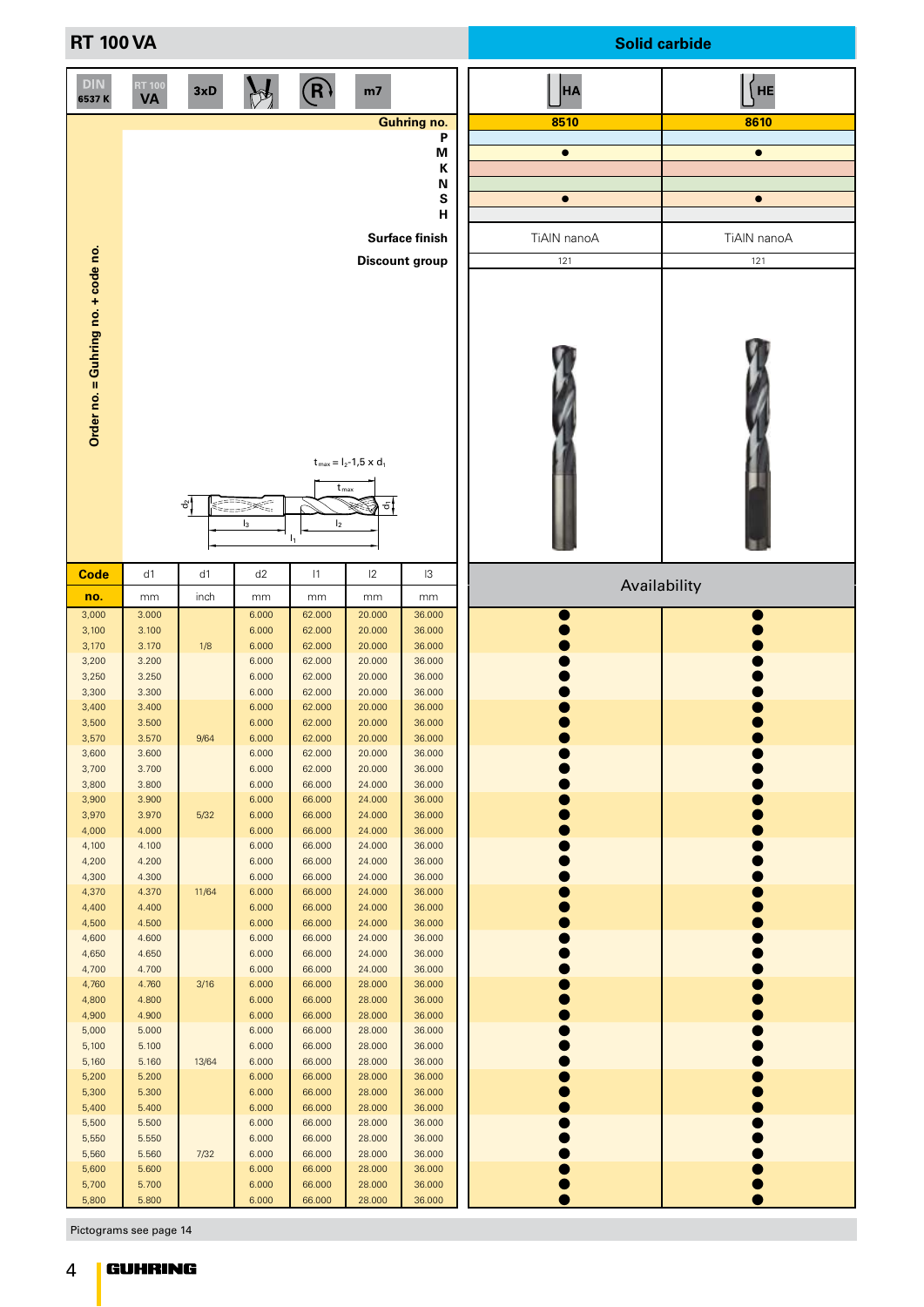# RT 100 VA

**Solid carbide**

DIN 6537 K | RT 100 VA | 3xD | m7

| Guhring no. | 8510 | 8610 |
|---|---|---|
| Shank | HA | HE |
| P | | |
| M | ● | ● |
| K | | |
| N | | |
| S | ● | ● |
| H | | |
| Surface finish | TiAlN nanoA | TiAlN nanoA |
| Discount group | 121 | 121 |

Order no. = Guhring no. + code no.

$t_{max} = l_2 - 1{,}5 \times d_1$

| Code no. | d1 mm | d1 inch | d2 mm | l1 mm | l2 mm | l3 mm | 8510 Availability | 8610 Availability |
|---|---|---|---|---|---|---|---|---|
| 3,000 | 3.000 | | 6.000 | 62.000 | 20.000 | 36.000 | ● | ● |
| 3,100 | 3.100 | | 6.000 | 62.000 | 20.000 | 36.000 | ● | ● |
| 3,170 | 3.170 | 1/8 | 6.000 | 62.000 | 20.000 | 36.000 | ● | ● |
| 3,200 | 3.200 | | 6.000 | 62.000 | 20.000 | 36.000 | ● | ● |
| 3,250 | 3.250 | | 6.000 | 62.000 | 20.000 | 36.000 | ● | ● |
| 3,300 | 3.300 | | 6.000 | 62.000 | 20.000 | 36.000 | ● | ● |
| 3,400 | 3.400 | | 6.000 | 62.000 | 20.000 | 36.000 | ● | ● |
| 3,500 | 3.500 | | 6.000 | 62.000 | 20.000 | 36.000 | ● | ● |
| 3,570 | 3.570 | 9/64 | 6.000 | 62.000 | 20.000 | 36.000 | ● | ● |
| 3,600 | 3.600 | | 6.000 | 62.000 | 20.000 | 36.000 | ● | ● |
| 3,700 | 3.700 | | 6.000 | 62.000 | 20.000 | 36.000 | ● | ● |
| 3,800 | 3.800 | | 6.000 | 66.000 | 24.000 | 36.000 | ● | ● |
| 3,900 | 3.900 | | 6.000 | 66.000 | 24.000 | 36.000 | ● | ● |
| 3,970 | 3.970 | 5/32 | 6.000 | 66.000 | 24.000 | 36.000 | ● | ● |
| 4,000 | 4.000 | | 6.000 | 66.000 | 24.000 | 36.000 | ● | ● |
| 4,100 | 4.100 | | 6.000 | 66.000 | 24.000 | 36.000 | ● | ● |
| 4,200 | 4.200 | | 6.000 | 66.000 | 24.000 | 36.000 | ● | ● |
| 4,300 | 4.300 | | 6.000 | 66.000 | 24.000 | 36.000 | ● | ● |
| 4,370 | 4.370 | 11/64 | 6.000 | 66.000 | 24.000 | 36.000 | ● | ● |
| 4,400 | 4.400 | | 6.000 | 66.000 | 24.000 | 36.000 | ● | ● |
| 4,500 | 4.500 | | 6.000 | 66.000 | 24.000 | 36.000 | ● | ● |
| 4,600 | 4.600 | | 6.000 | 66.000 | 24.000 | 36.000 | ● | ● |
| 4,650 | 4.650 | | 6.000 | 66.000 | 24.000 | 36.000 | ● | ● |
| 4,700 | 4.700 | | 6.000 | 66.000 | 24.000 | 36.000 | ● | ● |
| 4,760 | 4.760 | 3/16 | 6.000 | 66.000 | 28.000 | 36.000 | ● | ● |
| 4,800 | 4.800 | | 6.000 | 66.000 | 28.000 | 36.000 | ● | ● |
| 4,900 | 4.900 | | 6.000 | 66.000 | 28.000 | 36.000 | ● | ● |
| 5,000 | 5.000 | | 6.000 | 66.000 | 28.000 | 36.000 | ● | ● |
| 5,100 | 5.100 | | 6.000 | 66.000 | 28.000 | 36.000 | ● | ● |
| 5,160 | 5.160 | 13/64 | 6.000 | 66.000 | 28.000 | 36.000 | ● | ● |
| 5,200 | 5.200 | | 6.000 | 66.000 | 28.000 | 36.000 | ● | ● |
| 5,300 | 5.300 | | 6.000 | 66.000 | 28.000 | 36.000 | ● | ● |
| 5,400 | 5.400 | | 6.000 | 66.000 | 28.000 | 36.000 | ● | ● |
| 5,500 | 5.500 | | 6.000 | 66.000 | 28.000 | 36.000 | ● | ● |
| 5,550 | 5.550 | | 6.000 | 66.000 | 28.000 | 36.000 | ● | ● |
| 5,560 | 5.560 | 7/32 | 6.000 | 66.000 | 28.000 | 36.000 | ● | ● |
| 5,600 | 5.600 | | 6.000 | 66.000 | 28.000 | 36.000 | ● | ● |
| 5,700 | 5.700 | | 6.000 | 66.000 | 28.000 | 36.000 | ● | ● |
| 5,800 | 5.800 | | 6.000 | 66.000 | 28.000 | 36.000 | ● | ● |

Pictograms see page 14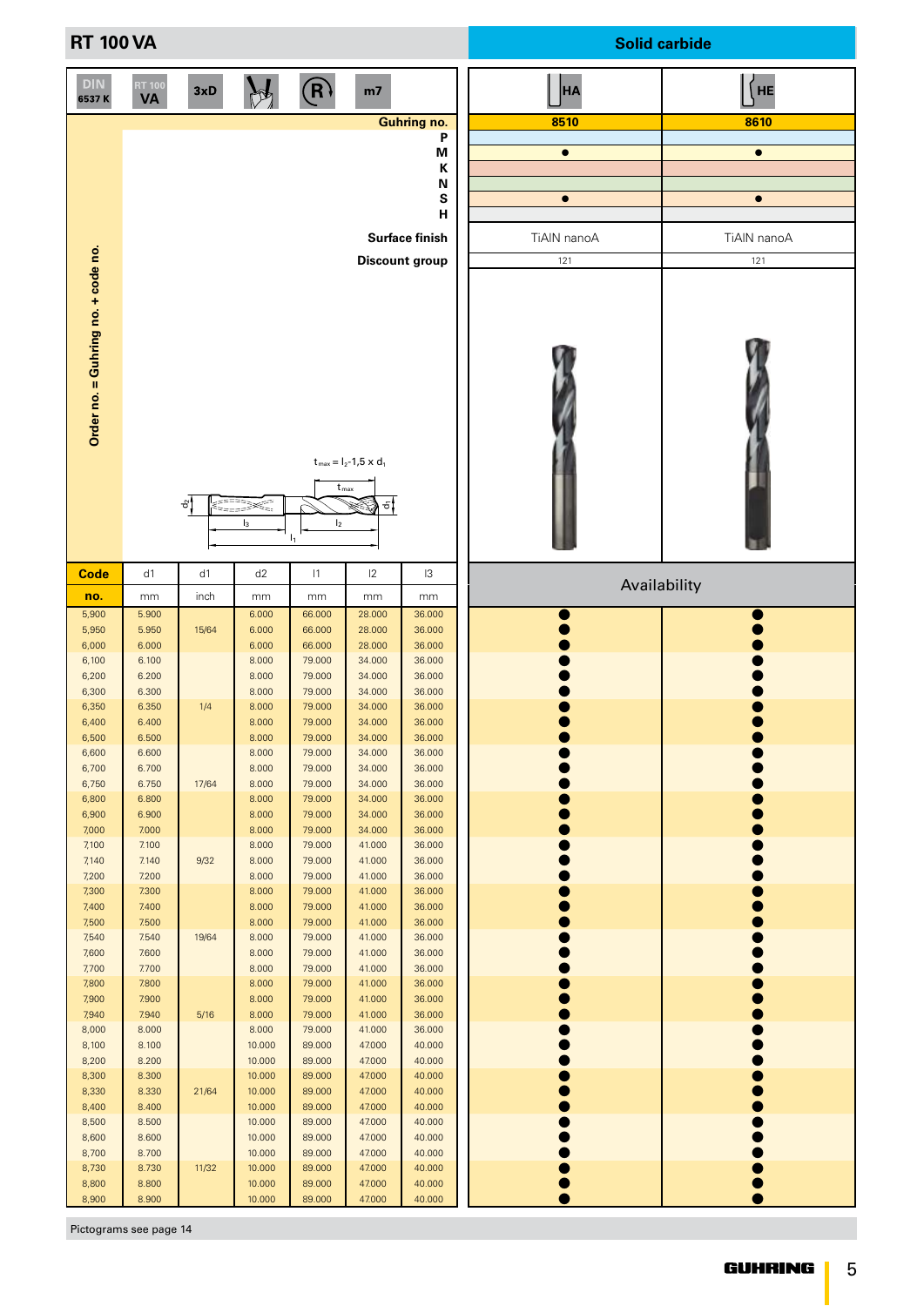# RT 100 VA

**Solid carbide**

| DIN 6537 K | RT 100 VA | 3xD | | R | m7 | | HA | HE |
|---|---|---|---|---|---|---|---|---|
| | | | | | | **Guhring no.** | **8510** | **8610** |
| | | | | | | **P** | | |
| | | | | | | **M** | ● | ● |
| | | | | | | **K** | | |
| | | | | | | **N** | | |
| | | | | | | **S** | ● | ● |
| | | | | | | **H** | | |
| | | | | | | **Surface finish** | TiAlN nanoA | TiAlN nanoA |
| | | | | | | **Discount group** | 121 | 121 |

Order no. = Guhring no. + code no.

$t_{max} = l_2 - 1{,}5 \times d_1$

| Code no. | d1 mm | d1 inch | d2 mm | l1 mm | l2 mm | l3 mm | 8510 | 8610 |
|---|---|---|---|---|---|---|---|---|
| 5,900 | 5.900 | | 6.000 | 66.000 | 28.000 | 36.000 | ● | ● |
| 5,950 | 5.950 | 15/64 | 6.000 | 66.000 | 28.000 | 36.000 | ● | ● |
| 6,000 | 6.000 | | 6.000 | 66.000 | 28.000 | 36.000 | ● | ● |
| 6,100 | 6.100 | | 8.000 | 79.000 | 34.000 | 36.000 | ● | ● |
| 6,200 | 6.200 | | 8.000 | 79.000 | 34.000 | 36.000 | ● | ● |
| 6,300 | 6.300 | | 8.000 | 79.000 | 34.000 | 36.000 | ● | ● |
| 6,350 | 6.350 | 1/4 | 8.000 | 79.000 | 34.000 | 36.000 | ● | ● |
| 6,400 | 6.400 | | 8.000 | 79.000 | 34.000 | 36.000 | ● | ● |
| 6,500 | 6.500 | | 8.000 | 79.000 | 34.000 | 36.000 | ● | ● |
| 6,600 | 6.600 | | 8.000 | 79.000 | 34.000 | 36.000 | ● | ● |
| 6,700 | 6.700 | | 8.000 | 79.000 | 34.000 | 36.000 | ● | ● |
| 6,750 | 6.750 | 17/64 | 8.000 | 79.000 | 34.000 | 36.000 | ● | ● |
| 6,800 | 6.800 | | 8.000 | 79.000 | 34.000 | 36.000 | ● | ● |
| 6,900 | 6.900 | | 8.000 | 79.000 | 34.000 | 36.000 | ● | ● |
| 7,000 | 7.000 | | 8.000 | 79.000 | 34.000 | 36.000 | ● | ● |
| 7,100 | 7.100 | | 8.000 | 79.000 | 41.000 | 36.000 | ● | ● |
| 7,140 | 7.140 | 9/32 | 8.000 | 79.000 | 41.000 | 36.000 | ● | ● |
| 7,200 | 7.200 | | 8.000 | 79.000 | 41.000 | 36.000 | ● | ● |
| 7,300 | 7.300 | | 8.000 | 79.000 | 41.000 | 36.000 | ● | ● |
| 7,400 | 7.400 | | 8.000 | 79.000 | 41.000 | 36.000 | ● | ● |
| 7,500 | 7.500 | | 8.000 | 79.000 | 41.000 | 36.000 | ● | ● |
| 7,540 | 7.540 | 19/64 | 8.000 | 79.000 | 41.000 | 36.000 | ● | ● |
| 7,600 | 7.600 | | 8.000 | 79.000 | 41.000 | 36.000 | ● | ● |
| 7,700 | 7.700 | | 8.000 | 79.000 | 41.000 | 36.000 | ● | ● |
| 7,800 | 7.800 | | 8.000 | 79.000 | 41.000 | 36.000 | ● | ● |
| 7,900 | 7.900 | | 8.000 | 79.000 | 41.000 | 36.000 | ● | ● |
| 7,940 | 7.940 | 5/16 | 8.000 | 79.000 | 41.000 | 36.000 | ● | ● |
| 8,000 | 8.000 | | 8.000 | 79.000 | 41.000 | 36.000 | ● | ● |
| 8,100 | 8.100 | | 10.000 | 89.000 | 47.000 | 40.000 | ● | ● |
| 8,200 | 8.200 | | 10.000 | 89.000 | 47.000 | 40.000 | ● | ● |
| 8,300 | 8.300 | | 10.000 | 89.000 | 47.000 | 40.000 | ● | ● |
| 8,330 | 8.330 | 21/64 | 10.000 | 89.000 | 47.000 | 40.000 | ● | ● |
| 8,400 | 8.400 | | 10.000 | 89.000 | 47.000 | 40.000 | ● | ● |
| 8,500 | 8.500 | | 10.000 | 89.000 | 47.000 | 40.000 | ● | ● |
| 8,600 | 8.600 | | 10.000 | 89.000 | 47.000 | 40.000 | ● | ● |
| 8,700 | 8.700 | | 10.000 | 89.000 | 47.000 | 40.000 | ● | ● |
| 8,730 | 8.730 | 11/32 | 10.000 | 89.000 | 47.000 | 40.000 | ● | ● |
| 8,800 | 8.800 | | 10.000 | 89.000 | 47.000 | 40.000 | ● | ● |
| 8,900 | 8.900 | | 10.000 | 89.000 | 47.000 | 40.000 | ● | ● |

Availability: 8510, 8610

Pictograms see page 14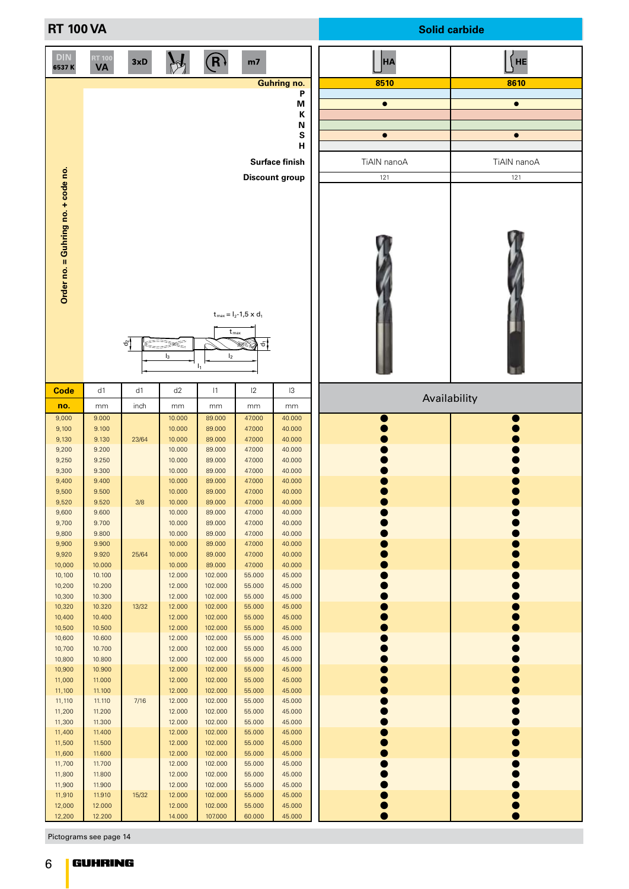# RT 100 VA

**Solid carbide**

DIN 6537 K | RT 100 VA | 3xD | m7

| | HA | HE |
|---|---|---|
| Guhring no. | 8510 | 8610 |
| P | | |
| M | ● | ● |
| K | | |
| N | | |
| S | ● | ● |
| H | | |
| Surface finish | TiAlN nanoA | TiAlN nanoA |
| Discount group | 121 | 121 |

Order no. = Guhring no. + code no.

$t_{max} = l_2 - 1{,}5 \times d_1$

| Code no. | d1 mm | d1 inch | d2 mm | l1 mm | l2 mm | l3 mm | 8510 | 8610 |
|---|---|---|---|---|---|---|---|---|
| 9,000 | 9.000 | | 10.000 | 89.000 | 47.000 | 40.000 | ● | ● |
| 9,100 | 9.100 | | 10.000 | 89.000 | 47.000 | 40.000 | ● | ● |
| 9,130 | 9.130 | 23/64 | 10.000 | 89.000 | 47.000 | 40.000 | ● | ● |
| 9,200 | 9.200 | | 10.000 | 89.000 | 47.000 | 40.000 | ● | ● |
| 9,250 | 9.250 | | 10.000 | 89.000 | 47.000 | 40.000 | ● | ● |
| 9,300 | 9.300 | | 10.000 | 89.000 | 47.000 | 40.000 | ● | ● |
| 9,400 | 9.400 | | 10.000 | 89.000 | 47.000 | 40.000 | ● | ● |
| 9,500 | 9.500 | | 10.000 | 89.000 | 47.000 | 40.000 | ● | ● |
| 9,520 | 9.520 | 3/8 | 10.000 | 89.000 | 47.000 | 40.000 | ● | ● |
| 9,600 | 9.600 | | 10.000 | 89.000 | 47.000 | 40.000 | ● | ● |
| 9,700 | 9.700 | | 10.000 | 89.000 | 47.000 | 40.000 | ● | ● |
| 9,800 | 9.800 | | 10.000 | 89.000 | 47.000 | 40.000 | ● | ● |
| 9,900 | 9.900 | | 10.000 | 89.000 | 47.000 | 40.000 | ● | ● |
| 9,920 | 9.920 | 25/64 | 10.000 | 89.000 | 47.000 | 40.000 | ● | ● |
| 10,000 | 10.000 | | 10.000 | 89.000 | 47.000 | 40.000 | ● | ● |
| 10,100 | 10.100 | | 12.000 | 102.000 | 55.000 | 45.000 | ● | ● |
| 10,200 | 10.200 | | 12.000 | 102.000 | 55.000 | 45.000 | ● | ● |
| 10,300 | 10.300 | | 12.000 | 102.000 | 55.000 | 45.000 | ● | ● |
| 10,320 | 10.320 | 13/32 | 12.000 | 102.000 | 55.000 | 45.000 | ● | ● |
| 10,400 | 10.400 | | 12.000 | 102.000 | 55.000 | 45.000 | ● | ● |
| 10,500 | 10.500 | | 12.000 | 102.000 | 55.000 | 45.000 | ● | ● |
| 10,600 | 10.600 | | 12.000 | 102.000 | 55.000 | 45.000 | ● | ● |
| 10,700 | 10.700 | | 12.000 | 102.000 | 55.000 | 45.000 | ● | ● |
| 10,800 | 10.800 | | 12.000 | 102.000 | 55.000 | 45.000 | ● | ● |
| 10,900 | 10.900 | | 12.000 | 102.000 | 55.000 | 45.000 | ● | ● |
| 11,000 | 11.000 | | 12.000 | 102.000 | 55.000 | 45.000 | ● | ● |
| 11,100 | 11.100 | | 12.000 | 102.000 | 55.000 | 45.000 | ● | ● |
| 11,110 | 11.110 | 7/16 | 12.000 | 102.000 | 55.000 | 45.000 | ● | ● |
| 11,200 | 11.200 | | 12.000 | 102.000 | 55.000 | 45.000 | ● | ● |
| 11,300 | 11.300 | | 12.000 | 102.000 | 55.000 | 45.000 | ● | ● |
| 11,400 | 11.400 | | 12.000 | 102.000 | 55.000 | 45.000 | ● | ● |
| 11,500 | 11.500 | | 12.000 | 102.000 | 55.000 | 45.000 | ● | ● |
| 11,600 | 11.600 | | 12.000 | 102.000 | 55.000 | 45.000 | ● | ● |
| 11,700 | 11.700 | | 12.000 | 102.000 | 55.000 | 45.000 | ● | ● |
| 11,800 | 11.800 | | 12.000 | 102.000 | 55.000 | 45.000 | ● | ● |
| 11,900 | 11.900 | | 12.000 | 102.000 | 55.000 | 45.000 | ● | ● |
| 11,910 | 11.910 | 15/32 | 12.000 | 102.000 | 55.000 | 45.000 | ● | ● |
| 12,000 | 12.000 | | 12.000 | 102.000 | 55.000 | 45.000 | ● | ● |
| 12,200 | 12.200 | | 14.000 | 107.000 | 60.000 | 45.000 | ● | ● |

Pictograms see page 14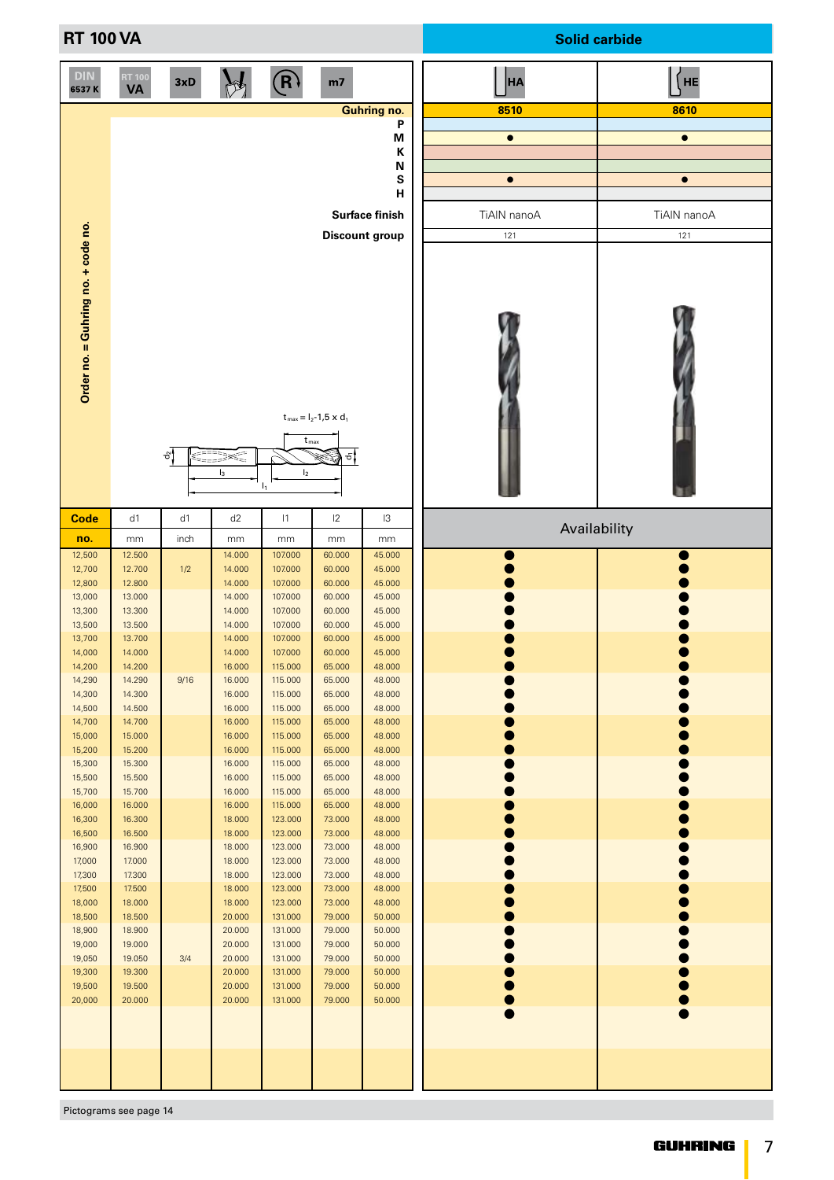## RT 100 VA

**Solid carbide**

DIN 6537 K | RT 100 VA | 3xD | m7

| | HA | HE |
|---|---|---|
| **Guhring no.** | 8510 | 8610 |
| P | | |
| M | ● | ● |
| K | | |
| N | | |
| S | ● | ● |
| H | | |
| **Surface finish** | TiAlN nanoA | TiAlN nanoA |
| **Discount group** | 121 | 121 |

Order no. = Guhring no. + code no.

$t_{max} = l_2 - 1{,}5 \times d_1$

| Code no. | d1 mm | d1 inch | d2 mm | l1 mm | l2 mm | l3 mm | 8510 | 8610 |
|---|---|---|---|---|---|---|---|---|
| 12,500 | 12.500 | | 14.000 | 107.000 | 60.000 | 45.000 | ● | ● |
| 12,700 | 12.700 | 1/2 | 14.000 | 107.000 | 60.000 | 45.000 | ● | ● |
| 12,800 | 12.800 | | 14.000 | 107.000 | 60.000 | 45.000 | ● | ● |
| 13,000 | 13.000 | | 14.000 | 107.000 | 60.000 | 45.000 | ● | ● |
| 13,300 | 13.300 | | 14.000 | 107.000 | 60.000 | 45.000 | ● | ● |
| 13,500 | 13.500 | | 14.000 | 107.000 | 60.000 | 45.000 | ● | ● |
| 13,700 | 13.700 | | 14.000 | 107.000 | 60.000 | 45.000 | ● | ● |
| 14,000 | 14.000 | | 14.000 | 107.000 | 60.000 | 45.000 | ● | ● |
| 14,200 | 14.200 | | 16.000 | 115.000 | 65.000 | 48.000 | ● | ● |
| 14,290 | 14.290 | 9/16 | 16.000 | 115.000 | 65.000 | 48.000 | ● | ● |
| 14,300 | 14.300 | | 16.000 | 115.000 | 65.000 | 48.000 | ● | ● |
| 14,500 | 14.500 | | 16.000 | 115.000 | 65.000 | 48.000 | ● | ● |
| 14,700 | 14.700 | | 16.000 | 115.000 | 65.000 | 48.000 | ● | ● |
| 15,000 | 15.000 | | 16.000 | 115.000 | 65.000 | 48.000 | ● | ● |
| 15,200 | 15.200 | | 16.000 | 115.000 | 65.000 | 48.000 | ● | ● |
| 15,300 | 15.300 | | 16.000 | 115.000 | 65.000 | 48.000 | ● | ● |
| 15,500 | 15.500 | | 16.000 | 115.000 | 65.000 | 48.000 | ● | ● |
| 15,700 | 15.700 | | 16.000 | 115.000 | 65.000 | 48.000 | ● | ● |
| 16,000 | 16.000 | | 16.000 | 115.000 | 65.000 | 48.000 | ● | ● |
| 16,300 | 16.300 | | 18.000 | 123.000 | 73.000 | 48.000 | ● | ● |
| 16,500 | 16.500 | | 18.000 | 123.000 | 73.000 | 48.000 | ● | ● |
| 16,900 | 16.900 | | 18.000 | 123.000 | 73.000 | 48.000 | ● | ● |
| 17,000 | 17.000 | | 18.000 | 123.000 | 73.000 | 48.000 | ● | ● |
| 17,300 | 17.300 | | 18.000 | 123.000 | 73.000 | 48.000 | ● | ● |
| 17,500 | 17.500 | | 18.000 | 123.000 | 73.000 | 48.000 | ● | ● |
| 18,000 | 18.000 | | 18.000 | 123.000 | 73.000 | 48.000 | ● | ● |
| 18,500 | 18.500 | | 20.000 | 131.000 | 79.000 | 50.000 | ● | ● |
| 18,900 | 18.900 | | 20.000 | 131.000 | 79.000 | 50.000 | ● | ● |
| 19,000 | 19.000 | | 20.000 | 131.000 | 79.000 | 50.000 | ● | ● |
| 19,050 | 19.050 | 3/4 | 20.000 | 131.000 | 79.000 | 50.000 | ● | ● |
| 19,300 | 19.300 | | 20.000 | 131.000 | 79.000 | 50.000 | ● | ● |
| 19,500 | 19.500 | | 20.000 | 131.000 | 79.000 | 50.000 | ● | ● |
| 20,000 | 20.000 | | 20.000 | 131.000 | 79.000 | 50.000 | ● | ● |

Pictograms see page 14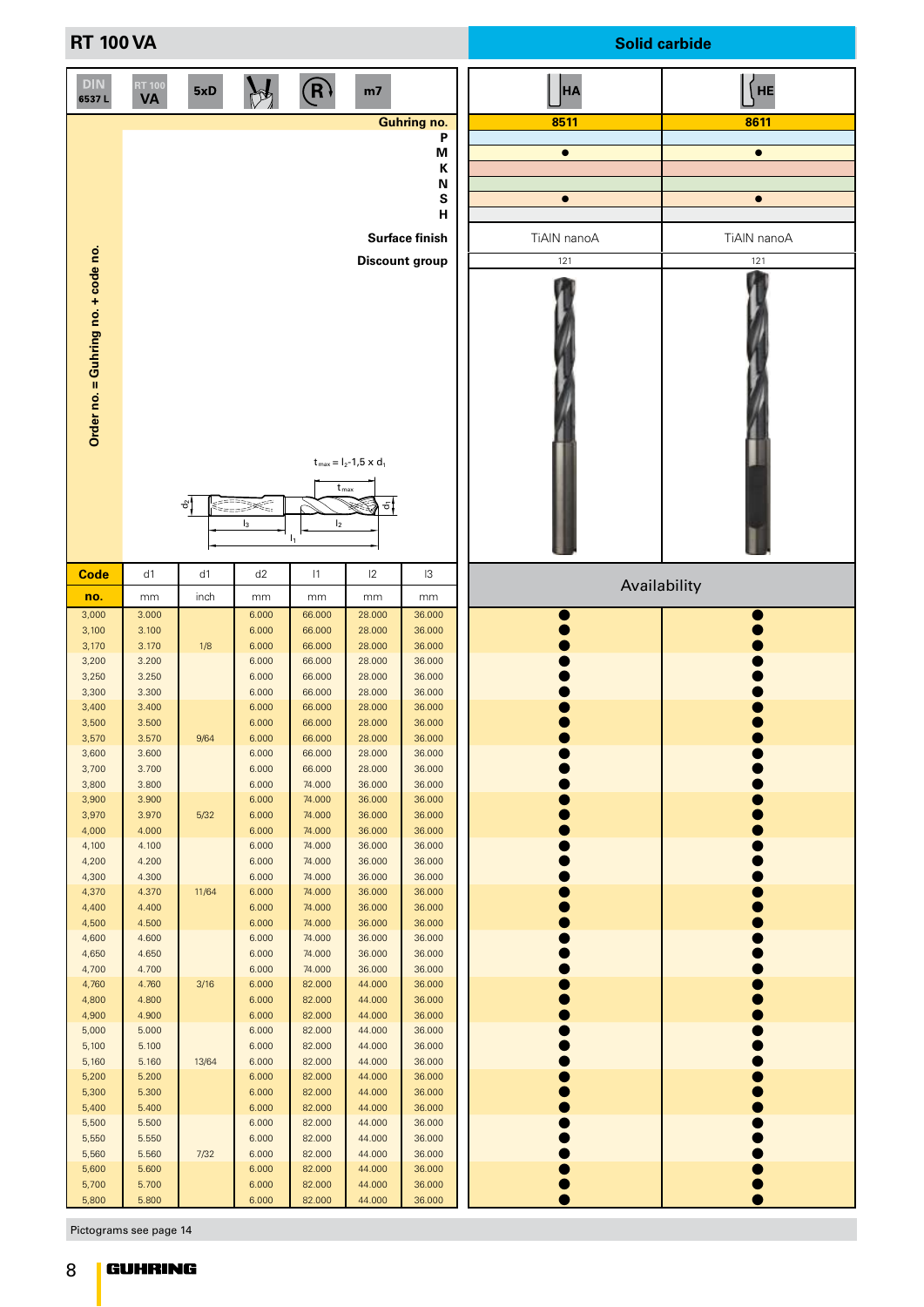# RT 100 VA

**Solid carbide**

DIN 6537 L | RT 100 VA | 5xD | m7

| | HA | HE |
|---|---|---|
| **Guhring no.** | **8511** | **8611** |
| P | | |
| M | ● | ● |
| K | | |
| N | | |
| S | ● | ● |
| H | | |
| **Surface finish** | TiAlN nanoA | TiAlN nanoA |
| **Discount group** | 121 | 121 |

Order no. = Guhring no. + code no.

$t_{max} = l_2 - 1{,}5 \times d_1$

| Code no. | d1 mm | d1 inch | d2 mm | l1 mm | l2 mm | l3 mm | Availability 8511 | Availability 8611 |
|---|---|---|---|---|---|---|---|---|
| 3,000 | 3.000 | | 6.000 | 66.000 | 28.000 | 36.000 | ● | ● |
| 3,100 | 3.100 | | 6.000 | 66.000 | 28.000 | 36.000 | ● | ● |
| 3,170 | 3.170 | 1/8 | 6.000 | 66.000 | 28.000 | 36.000 | ● | ● |
| 3,200 | 3.200 | | 6.000 | 66.000 | 28.000 | 36.000 | ● | ● |
| 3,250 | 3.250 | | 6.000 | 66.000 | 28.000 | 36.000 | ● | ● |
| 3,300 | 3.300 | | 6.000 | 66.000 | 28.000 | 36.000 | ● | ● |
| 3,400 | 3.400 | | 6.000 | 66.000 | 28.000 | 36.000 | ● | ● |
| 3,500 | 3.500 | | 6.000 | 66.000 | 28.000 | 36.000 | ● | ● |
| 3,570 | 3.570 | 9/64 | 6.000 | 66.000 | 28.000 | 36.000 | ● | ● |
| 3,600 | 3.600 | | 6.000 | 66.000 | 28.000 | 36.000 | ● | ● |
| 3,700 | 3.700 | | 6.000 | 66.000 | 28.000 | 36.000 | ● | ● |
| 3,800 | 3.800 | | 6.000 | 74.000 | 36.000 | 36.000 | ● | ● |
| 3,900 | 3.900 | | 6.000 | 74.000 | 36.000 | 36.000 | ● | ● |
| 3,970 | 3.970 | 5/32 | 6.000 | 74.000 | 36.000 | 36.000 | ● | ● |
| 4,000 | 4.000 | | 6.000 | 74.000 | 36.000 | 36.000 | ● | ● |
| 4,100 | 4.100 | | 6.000 | 74.000 | 36.000 | 36.000 | ● | ● |
| 4,200 | 4.200 | | 6.000 | 74.000 | 36.000 | 36.000 | ● | ● |
| 4,300 | 4.300 | | 6.000 | 74.000 | 36.000 | 36.000 | ● | ● |
| 4,370 | 4.370 | 11/64 | 6.000 | 74.000 | 36.000 | 36.000 | ● | ● |
| 4,400 | 4.400 | | 6.000 | 74.000 | 36.000 | 36.000 | ● | ● |
| 4,500 | 4.500 | | 6.000 | 74.000 | 36.000 | 36.000 | ● | ● |
| 4,600 | 4.600 | | 6.000 | 74.000 | 36.000 | 36.000 | ● | ● |
| 4,650 | 4.650 | | 6.000 | 74.000 | 36.000 | 36.000 | ● | ● |
| 4,700 | 4.700 | | 6.000 | 74.000 | 36.000 | 36.000 | ● | ● |
| 4,760 | 4.760 | 3/16 | 6.000 | 82.000 | 44.000 | 36.000 | ● | ● |
| 4,800 | 4.800 | | 6.000 | 82.000 | 44.000 | 36.000 | ● | ● |
| 4,900 | 4.900 | | 6.000 | 82.000 | 44.000 | 36.000 | ● | ● |
| 5,000 | 5.000 | | 6.000 | 82.000 | 44.000 | 36.000 | ● | ● |
| 5,100 | 5.100 | | 6.000 | 82.000 | 44.000 | 36.000 | ● | ● |
| 5,160 | 5.160 | 13/64 | 6.000 | 82.000 | 44.000 | 36.000 | ● | ● |
| 5,200 | 5.200 | | 6.000 | 82.000 | 44.000 | 36.000 | ● | ● |
| 5,300 | 5.300 | | 6.000 | 82.000 | 44.000 | 36.000 | ● | ● |
| 5,400 | 5.400 | | 6.000 | 82.000 | 44.000 | 36.000 | ● | ● |
| 5,500 | 5.500 | | 6.000 | 82.000 | 44.000 | 36.000 | ● | ● |
| 5,550 | 5.550 | | 6.000 | 82.000 | 44.000 | 36.000 | ● | ● |
| 5,560 | 5.560 | 7/32 | 6.000 | 82.000 | 44.000 | 36.000 | ● | ● |
| 5,600 | 5.600 | | 6.000 | 82.000 | 44.000 | 36.000 | ● | ● |
| 5,700 | 5.700 | | 6.000 | 82.000 | 44.000 | 36.000 | ● | ● |
| 5,800 | 5.800 | | 6.000 | 82.000 | 44.000 | 36.000 | ● | ● |

Pictograms see page 14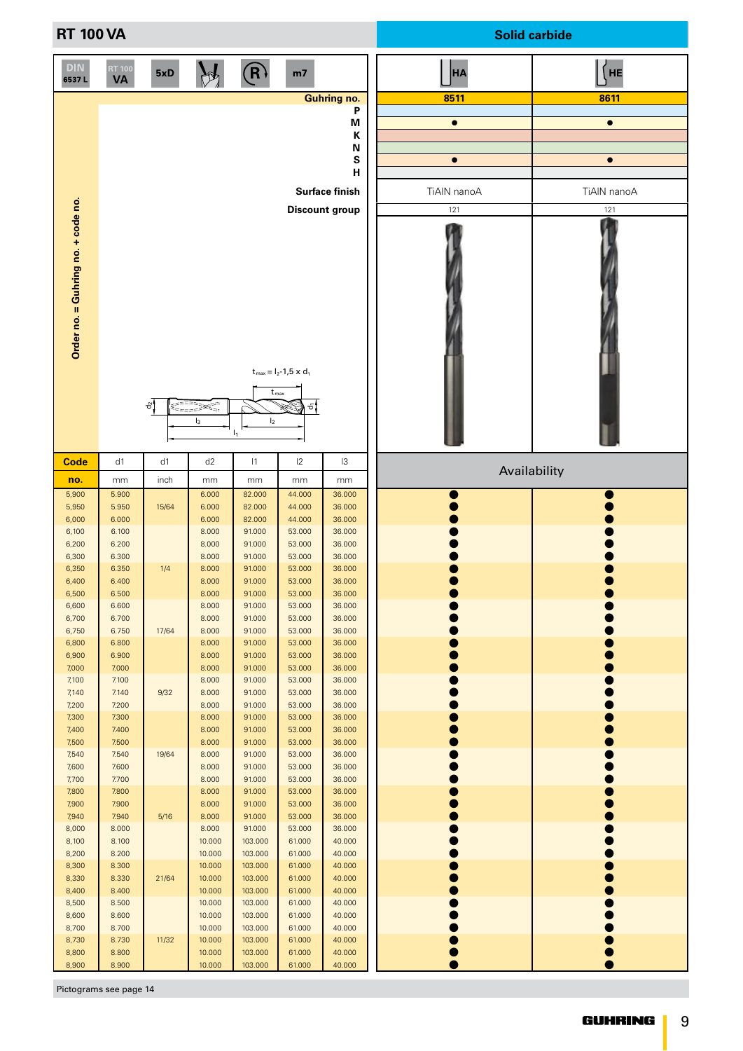# RT 100 VA

**Solid carbide**

DIN 6537 L | RT 100 VA | 5xD | m7

| Guhring no. | HA 8511 | HE 8611 |
|---|---|---|
| P | | |
| M | ● | ● |
| K | | |
| N | | |
| S | ● | ● |
| H | | |
| Surface finish | TiAlN nanoA | TiAlN nanoA |
| Discount group | 121 | 121 |

Order no. = Guhring no. + code no.

$t_{max} = l_2 - 1{,}5 \times d_1$

| Code no. | d1 mm | d1 inch | d2 mm | l1 mm | l2 mm | l3 mm | HA 8511 | HE 8611 |
|---|---|---|---|---|---|---|---|---|
| 5,900 | 5.900 | | 6.000 | 82.000 | 44.000 | 36.000 | ● | ● |
| 5,950 | 5.950 | 15/64 | 6.000 | 82.000 | 44.000 | 36.000 | ● | ● |
| 6,000 | 6.000 | | 6.000 | 82.000 | 44.000 | 36.000 | ● | ● |
| 6,100 | 6.100 | | 8.000 | 91.000 | 53.000 | 36.000 | ● | ● |
| 6,200 | 6.200 | | 8.000 | 91.000 | 53.000 | 36.000 | ● | ● |
| 6,300 | 6.300 | | 8.000 | 91.000 | 53.000 | 36.000 | ● | ● |
| 6,350 | 6.350 | 1/4 | 8.000 | 91.000 | 53.000 | 36.000 | ● | ● |
| 6,400 | 6.400 | | 8.000 | 91.000 | 53.000 | 36.000 | ● | ● |
| 6,500 | 6.500 | | 8.000 | 91.000 | 53.000 | 36.000 | ● | ● |
| 6,600 | 6.600 | | 8.000 | 91.000 | 53.000 | 36.000 | ● | ● |
| 6,700 | 6.700 | | 8.000 | 91.000 | 53.000 | 36.000 | ● | ● |
| 6,750 | 6.750 | 17/64 | 8.000 | 91.000 | 53.000 | 36.000 | ● | ● |
| 6,800 | 6.800 | | 8.000 | 91.000 | 53.000 | 36.000 | ● | ● |
| 6,900 | 6.900 | | 8.000 | 91.000 | 53.000 | 36.000 | ● | ● |
| 7,000 | 7.000 | | 8.000 | 91.000 | 53.000 | 36.000 | ● | ● |
| 7,100 | 7.100 | | 8.000 | 91.000 | 53.000 | 36.000 | ● | ● |
| 7,140 | 7.140 | 9/32 | 8.000 | 91.000 | 53.000 | 36.000 | ● | ● |
| 7,200 | 7.200 | | 8.000 | 91.000 | 53.000 | 36.000 | ● | ● |
| 7,300 | 7.300 | | 8.000 | 91.000 | 53.000 | 36.000 | ● | ● |
| 7,400 | 7.400 | | 8.000 | 91.000 | 53.000 | 36.000 | ● | ● |
| 7,500 | 7.500 | | 8.000 | 91.000 | 53.000 | 36.000 | ● | ● |
| 7,540 | 7.540 | 19/64 | 8.000 | 91.000 | 53.000 | 36.000 | ● | ● |
| 7,600 | 7.600 | | 8.000 | 91.000 | 53.000 | 36.000 | ● | ● |
| 7,700 | 7.700 | | 8.000 | 91.000 | 53.000 | 36.000 | ● | ● |
| 7,800 | 7.800 | | 8.000 | 91.000 | 53.000 | 36.000 | ● | ● |
| 7,900 | 7.900 | | 8.000 | 91.000 | 53.000 | 36.000 | ● | ● |
| 7,940 | 7.940 | 5/16 | 8.000 | 91.000 | 53.000 | 36.000 | ● | ● |
| 8,000 | 8.000 | | 8.000 | 91.000 | 53.000 | 36.000 | ● | ● |
| 8,100 | 8.100 | | 10.000 | 103.000 | 61.000 | 40.000 | ● | ● |
| 8,200 | 8.200 | | 10.000 | 103.000 | 61.000 | 40.000 | ● | ● |
| 8,300 | 8.300 | | 10.000 | 103.000 | 61.000 | 40.000 | ● | ● |
| 8,330 | 8.330 | 21/64 | 10.000 | 103.000 | 61.000 | 40.000 | ● | ● |
| 8,400 | 8.400 | | 10.000 | 103.000 | 61.000 | 40.000 | ● | ● |
| 8,500 | 8.500 | | 10.000 | 103.000 | 61.000 | 40.000 | ● | ● |
| 8,600 | 8.600 | | 10.000 | 103.000 | 61.000 | 40.000 | ● | ● |
| 8,700 | 8.700 | | 10.000 | 103.000 | 61.000 | 40.000 | ● | ● |
| 8,730 | 8.730 | 11/32 | 10.000 | 103.000 | 61.000 | 40.000 | ● | ● |
| 8,800 | 8.800 | | 10.000 | 103.000 | 61.000 | 40.000 | ● | ● |
| 8,900 | 8.900 | | 10.000 | 103.000 | 61.000 | 40.000 | ● | ● |

Availability: HA 8511, HE 8611

Pictograms see page 14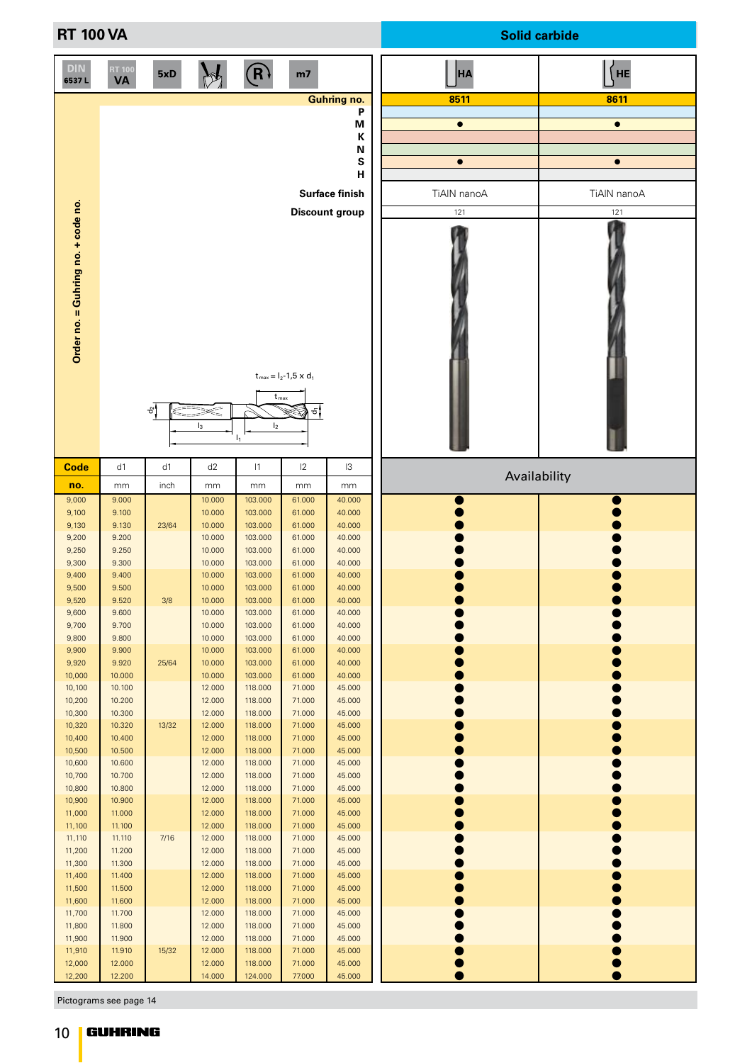# RT 100 VA

**Solid carbide**

DIN 6537 L | RT 100 VA | 5xD | m7

| | HA | HE |
|---|---|---|
| Guhring no. | 8511 | 8611 |
| P | | |
| M | ● | ● |
| K | | |
| N | | |
| S | ● | ● |
| H | | |
| Surface finish | TiAlN nanoA | TiAlN nanoA |
| Discount group | 121 | 121 |

Order no. = Guhring no. + code no.

$t_{max} = l_2 - 1{,}5 \times d_1$

| Code no. | d1 mm | d1 inch | d2 mm | l1 mm | l2 mm | l3 mm | HA Availability | HE Availability |
|---|---|---|---|---|---|---|---|---|
| 9,000 | 9.000 | | 10.000 | 103.000 | 61.000 | 40.000 | ● | ● |
| 9,100 | 9.100 | | 10.000 | 103.000 | 61.000 | 40.000 | ● | ● |
| 9,130 | 9.130 | 23/64 | 10.000 | 103.000 | 61.000 | 40.000 | ● | ● |
| 9,200 | 9.200 | | 10.000 | 103.000 | 61.000 | 40.000 | ● | ● |
| 9,250 | 9.250 | | 10.000 | 103.000 | 61.000 | 40.000 | ● | ● |
| 9,300 | 9.300 | | 10.000 | 103.000 | 61.000 | 40.000 | ● | ● |
| 9,400 | 9.400 | | 10.000 | 103.000 | 61.000 | 40.000 | ● | ● |
| 9,500 | 9.500 | | 10.000 | 103.000 | 61.000 | 40.000 | ● | ● |
| 9,520 | 9.520 | 3/8 | 10.000 | 103.000 | 61.000 | 40.000 | ● | ● |
| 9,600 | 9.600 | | 10.000 | 103.000 | 61.000 | 40.000 | ● | ● |
| 9,700 | 9.700 | | 10.000 | 103.000 | 61.000 | 40.000 | ● | ● |
| 9,800 | 9.800 | | 10.000 | 103.000 | 61.000 | 40.000 | ● | ● |
| 9,900 | 9.900 | | 10.000 | 103.000 | 61.000 | 40.000 | ● | ● |
| 9,920 | 9.920 | 25/64 | 10.000 | 103.000 | 61.000 | 40.000 | ● | ● |
| 10,000 | 10.000 | | 10.000 | 103.000 | 61.000 | 40.000 | ● | ● |
| 10,100 | 10.100 | | 12.000 | 118.000 | 71.000 | 45.000 | ● | ● |
| 10,200 | 10.200 | | 12.000 | 118.000 | 71.000 | 45.000 | ● | ● |
| 10,300 | 10.300 | | 12.000 | 118.000 | 71.000 | 45.000 | ● | ● |
| 10,320 | 10.320 | 13/32 | 12.000 | 118.000 | 71.000 | 45.000 | ● | ● |
| 10,400 | 10.400 | | 12.000 | 118.000 | 71.000 | 45.000 | ● | ● |
| 10,500 | 10.500 | | 12.000 | 118.000 | 71.000 | 45.000 | ● | ● |
| 10,600 | 10.600 | | 12.000 | 118.000 | 71.000 | 45.000 | ● | ● |
| 10,700 | 10.700 | | 12.000 | 118.000 | 71.000 | 45.000 | ● | ● |
| 10,800 | 10.800 | | 12.000 | 118.000 | 71.000 | 45.000 | ● | ● |
| 10,900 | 10.900 | | 12.000 | 118.000 | 71.000 | 45.000 | ● | ● |
| 11,000 | 11.000 | | 12.000 | 118.000 | 71.000 | 45.000 | ● | ● |
| 11,100 | 11.100 | | 12.000 | 118.000 | 71.000 | 45.000 | ● | ● |
| 11,110 | 11.110 | 7/16 | 12.000 | 118.000 | 71.000 | 45.000 | ● | ● |
| 11,200 | 11.200 | | 12.000 | 118.000 | 71.000 | 45.000 | ● | ● |
| 11,300 | 11.300 | | 12.000 | 118.000 | 71.000 | 45.000 | ● | ● |
| 11,400 | 11.400 | | 12.000 | 118.000 | 71.000 | 45.000 | ● | ● |
| 11,500 | 11.500 | | 12.000 | 118.000 | 71.000 | 45.000 | ● | ● |
| 11,600 | 11.600 | | 12.000 | 118.000 | 71.000 | 45.000 | ● | ● |
| 11,700 | 11.700 | | 12.000 | 118.000 | 71.000 | 45.000 | ● | ● |
| 11,800 | 11.800 | | 12.000 | 118.000 | 71.000 | 45.000 | ● | ● |
| 11,900 | 11.900 | | 12.000 | 118.000 | 71.000 | 45.000 | ● | ● |
| 11,910 | 11.910 | 15/32 | 12.000 | 118.000 | 71.000 | 45.000 | ● | ● |
| 12,000 | 12.000 | | 12.000 | 118.000 | 71.000 | 45.000 | ● | ● |
| 12,200 | 12.200 | | 14.000 | 124.000 | 77.000 | 45.000 | ● | ● |

Pictograms see page 14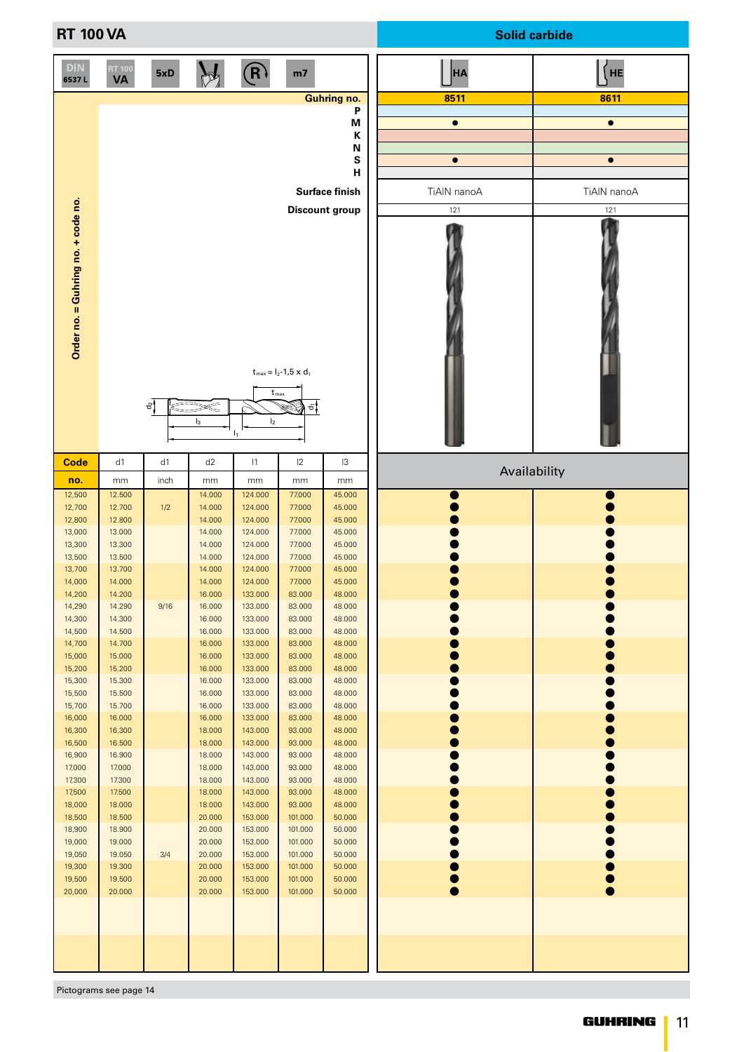# RT 100 VA

**Solid carbide**

DIN 6537 L | RT 100 VA | 5xD | m7

| | HA | HE |
|---|---|---|
| **Guhring no.** | **8511** | **8611** |
| P | | |
| M | ● | ● |
| K | | |
| N | | |
| S | ● | ● |
| H | | |
| **Surface finish** | TiAlN nanoA | TiAlN nanoA |
| **Discount group** | 121 | 121 |

Order no. = Guhring no. + code no.

$t_{max} = l_2 - 1{,}5 \times d_1$

| Code no. | d1 mm | d1 inch | d2 mm | l1 mm | l2 mm | l3 mm | 8511 | 8611 |
|---|---|---|---|---|---|---|---|---|
| 12,500 | 12.500 | | 14.000 | 124.000 | 77.000 | 45.000 | ● | ● |
| 12,700 | 12.700 | 1/2 | 14.000 | 124.000 | 77.000 | 45.000 | ● | ● |
| 12,800 | 12.800 | | 14.000 | 124.000 | 77.000 | 45.000 | ● | ● |
| 13,000 | 13.000 | | 14.000 | 124.000 | 77.000 | 45.000 | ● | ● |
| 13,300 | 13.300 | | 14.000 | 124.000 | 77.000 | 45.000 | ● | ● |
| 13,500 | 13.500 | | 14.000 | 124.000 | 77.000 | 45.000 | ● | ● |
| 13,700 | 13.700 | | 14.000 | 124.000 | 77.000 | 45.000 | ● | ● |
| 14,000 | 14.000 | | 14.000 | 124.000 | 77.000 | 45.000 | ● | ● |
| 14,200 | 14.200 | | 16.000 | 133.000 | 83.000 | 48.000 | ● | ● |
| 14,290 | 14.290 | 9/16 | 16.000 | 133.000 | 83.000 | 48.000 | ● | ● |
| 14,300 | 14.300 | | 16.000 | 133.000 | 83.000 | 48.000 | ● | ● |
| 14,500 | 14.500 | | 16.000 | 133.000 | 83.000 | 48.000 | ● | ● |
| 14,700 | 14.700 | | 16.000 | 133.000 | 83.000 | 48.000 | ● | ● |
| 15,000 | 15.000 | | 16.000 | 133.000 | 83.000 | 48.000 | ● | ● |
| 15,200 | 15.200 | | 16.000 | 133.000 | 83.000 | 48.000 | ● | ● |
| 15,300 | 15.300 | | 16.000 | 133.000 | 83.000 | 48.000 | ● | ● |
| 15,500 | 15.500 | | 16.000 | 133.000 | 83.000 | 48.000 | ● | ● |
| 15,700 | 15.700 | | 16.000 | 133.000 | 83.000 | 48.000 | ● | ● |
| 16,000 | 16.000 | | 16.000 | 133.000 | 83.000 | 48.000 | ● | ● |
| 16,300 | 16.300 | | 18.000 | 143.000 | 93.000 | 48.000 | ● | ● |
| 16,500 | 16.500 | | 18.000 | 143.000 | 93.000 | 48.000 | ● | ● |
| 16,900 | 16.900 | | 18.000 | 143.000 | 93.000 | 48.000 | ● | ● |
| 17,000 | 17.000 | | 18.000 | 143.000 | 93.000 | 48.000 | ● | ● |
| 17,300 | 17.300 | | 18.000 | 143.000 | 93.000 | 48.000 | ● | ● |
| 17,500 | 17.500 | | 18.000 | 143.000 | 93.000 | 48.000 | ● | ● |
| 18,000 | 18.000 | | 18.000 | 143.000 | 93.000 | 48.000 | ● | ● |
| 18,500 | 18.500 | | 20.000 | 153.000 | 101.000 | 50.000 | ● | ● |
| 18,900 | 18.900 | | 20.000 | 153.000 | 101.000 | 50.000 | ● | ● |
| 19,000 | 19.000 | | 20.000 | 153.000 | 101.000 | 50.000 | ● | ● |
| 19,050 | 19.050 | 3/4 | 20.000 | 153.000 | 101.000 | 50.000 | ● | ● |
| 19,300 | 19.300 | | 20.000 | 153.000 | 101.000 | 50.000 | ● | ● |
| 19,500 | 19.500 | | 20.000 | 153.000 | 101.000 | 50.000 | ● | ● |
| 20,000 | 20.000 | | 20.000 | 153.000 | 101.000 | 50.000 | ● | ● |

Pictograms see page 14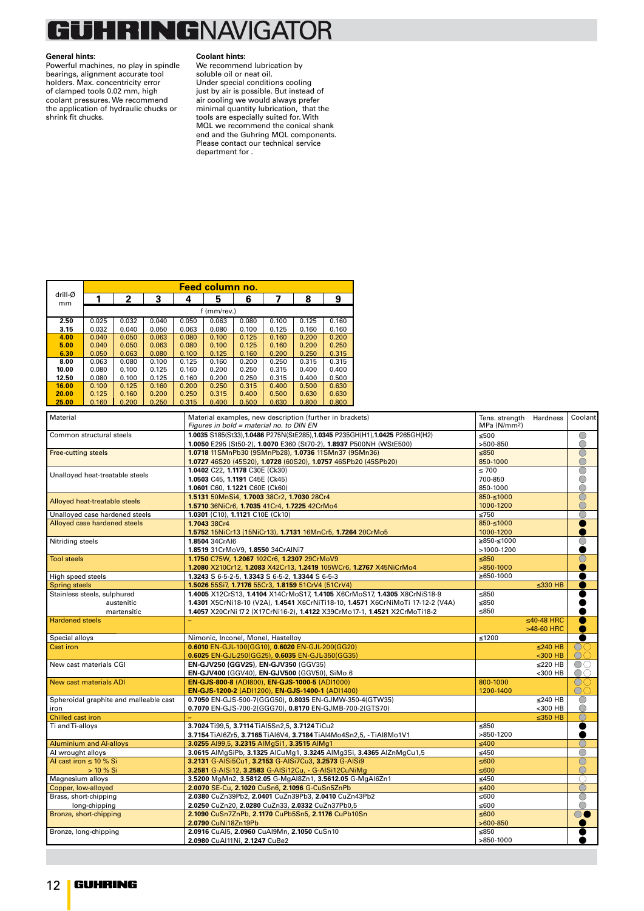# GÜHRING NAVIGATOR

**General hints**:
Powerful machines, no play in spindle bearings, alignment accurate tool holders. Max. concentricity error of clamped tools 0.02 mm, high coolant pressures. We recommend the application of hydraulic chucks or shrink fit chucks.

**Coolant hints:**
We recommend lubrication by soluble oil or neat oil.
Under special conditions cooling just by air is possible. But instead of air cooling we would always prefer minimal quantity lubrication, that the tools are especially suited for. With MQL we recommend the conical shank end and the Guhring MQL components. Please contact our technical service department for .

| drill-Ø mm | Feed column no. | | | | | | | | |
|---|---|---|---|---|---|---|---|---|---|
| | 1 | 2 | 3 | 4 | 5 | 6 | 7 | 8 | 9 |
| | f (mm/rev.) | | | | | | | | |
| 2.50 | 0.025 | 0.032 | 0.040 | 0.050 | 0.063 | 0.080 | 0.100 | 0.125 | 0.160 |
| 3.15 | 0.032 | 0.040 | 0.050 | 0.063 | 0.080 | 0.100 | 0.125 | 0.160 | 0.160 |
| 4.00 | 0.040 | 0.050 | 0.063 | 0.080 | 0.100 | 0.125 | 0.160 | 0.200 | 0.200 |
| 5.00 | 0.040 | 0.050 | 0.063 | 0.080 | 0.100 | 0.125 | 0.160 | 0.200 | 0.250 |
| 6.30 | 0.050 | 0.063 | 0.080 | 0.100 | 0.125 | 0.160 | 0.200 | 0.250 | 0.315 |
| 8.00 | 0.063 | 0.080 | 0.100 | 0.125 | 0.160 | 0.200 | 0.250 | 0.315 | 0.315 |
| 10.00 | 0.080 | 0.100 | 0.125 | 0.160 | 0.200 | 0.250 | 0.315 | 0.400 | 0.400 |
| 12.50 | 0.080 | 0.100 | 0.125 | 0.160 | 0.200 | 0.250 | 0.315 | 0.400 | 0.500 |
| 16.00 | 0.100 | 0.125 | 0.160 | 0.200 | 0.250 | 0.315 | 0.400 | 0.500 | 0.630 |
| 20.00 | 0.125 | 0.160 | 0.200 | 0.250 | 0.315 | 0.400 | 0.500 | 0.630 | 0.630 |
| 25.00 | 0.160 | 0.200 | 0.250 | 0.315 | 0.400 | 0.500 | 0.630 | 0.800 | 0.800 |

| Material | Material examples, new description (further in brackets) *Figures in bold = material no. to DIN EN* | Tens. strength MPa (N/mm²) | Hardness | Coolant |
|---|---|---|---|---|
| Common structural steels | **1.0035** S185(St33), **1.0486** P275N(StE285), **1.0345** P235GH(H1), **1.0425** P265GH(H2) | ≤500 | | ○ |
| | **1.0050** E295 (St50-2), **1.0070** E360 (St70-2), **1.8937** P500NH (WStE500) | >500-850 | | ○ |
| Free-cutting steels | **1.0718** 11SMnPb30 (9SMnPb28), **1.0736** 11SMn37 (9SMn36) | ≤850 | | ○ |
| | **1.0727** 46S20 (45S20), **1.0728** (60S20), **1.0757** 46SPb20 (45SPb20) | 850-1000 | | ○ |
| Unalloyed heat-treatable steels | **1.0402** C22, **1.1178** C30E (Ck30) | ≤ 700 | | ○ |
| | **1.0503** C45, **1.1191** C45E (Ck45) | 700-850 | | ○ |
| | **1.0601** C60, **1.1221** C60E (Ck60) | 850-1000 | | ○ |
| Alloyed heat-treatable steels | **1.5131** 50MnSi4, **1.7003** 38Cr2, **1.7030** 28Cr4 | 850-≤1000 | | ○ |
| | **1.5710** 36NiCr6, **1.7035** 41Cr4, **1.7225** 42CrMo4 | 1000-1200 | | ○ |
| Unalloyed case hardened steels | **1.0301** (C10), **1.1121** C10E (Ck10) | ≤750 | | ○ |
| Alloyed case hardened steels | **1.7043** 38Cr4 | 850-≤1000 | | ● |
| | **1.5752** 15NiCr13 (15NiCr13), **1.7131** 16MnCr5, **1.7264** 20CrMo5 | 1000-1200 | | ● |
| Nitriding steels | **1.8504** 34CrAl6 | ≥850-≤1000 | | ○ |
| | **1.8519** 31CrMoV9, **1.8550** 34CrAlNi7 | >1000-1200 | | ● |
| Tool steels | **1.1750** C75W, **1.2067** 102Cr6, **1.2307** 29CrMoV9 | ≤850 | | ○ |
| | **1.2080** X210Cr12, **1.2083** X42Cr13, **1.2419** 105WCr6, **1.2767** X45NiCrMo4 | >850-1000 | | ● |
| High speed steels | **1.3243** S 6-5-2-5, **1.3343** S 6-5-2, **1.3344** S 6-5-3 | ≥650-1000 | | ● |
| Spring steels | **1.5026** 55Si7, **1.7176** 55Cr3, **1.8159** 51CrV4 (51CrV4) | | ≤330 HB | ● |
| Stainless steels, sulphured | **1.4005** X12CrS13, **1.4104** X14CrMoS17, **1.4105** X6CrMoS17, **1.4305** X8CrNiS18-9 | ≤850 | | ● |
| austenitic | **1.4301** X5CrNi18-10 (V2A), **1.4541** X6CrNiTi18-10, **1.4571** X6CrNiMoTi 17-12-2 (V4A) | ≤850 | | ● |
| martensitic | **1.4057** X20CrNi 17 2 (X17CrNi16-2), **1.4122** X39CrMo17-1, **1.4521** X2CrMoTi18-2 | ≤850 | | ● |
| Hardened steels | – | | ≤40-48 HRC | ● |
| | | | >48-60 HRC | ● |
| Special alloys | Nimonic, Inconel, Monel, Hastelloy | ≤1200 | | ● |
| Cast iron | **0.6010** EN-GJL-100(GG10), **0.6020** EN-GJL-200(GG20) | | ≤240 HB | ○ ○ |
| | **0.6025** EN-GJL-250(GG25), **0.6035** EN-GJL-350(GG35) | | <300 HB | ○ ○ |
| New cast materials CGI | **EN-GJV250 (GGV25)**, **EN-GJV350** (GGV35) | | ≤220 HB | ○ ○ |
| | **EN-GJV400** (GGV40), **EN-GJV500** (GGV50), SiMo 6 | | <300 HB | ○ ○ |
| New cast materials ADI | **EN-GJS-800-8** (ADI800), **EN-GJS-1000-5** (ADI1000) | 800-1000 | | ○ ○ |
| | **EN-GJS-1200-2** (ADI1200), **EN-GJS-1400-1** (ADI1400) | 1200-1400 | | ○ ○ |
| Spheroidal graphite and malleable cast iron | **0.7050** EN-GJS-500-7(GGG50), **0.8035** EN-GJMW-350-4(GTW35) | | ≤240 HB | ○ |
| | **0.7070** EN-GJS-700-2(GGG70), **0.8170** EN-GJMB-700-2(GTS70) | | <300 HB | ○ |
| Chilled cast iron | – | | ≤350 HB | ○ |
| Ti and Ti-alloys | **3.7024** Ti99,5, **3.7114** TiAl5Sn2,5, **3.7124** TiCu2 | ≤850 | | ● |
| | **3.7154** TiAl6Zr5, **3.7165** TiAl6V4, **3.7184** TiAl4Mo4Sn2,5, - TiAl8Mo1V1 | >850-1200 | | ● |
| Aluminium and Al-alloys | **3.0255** Al99,5, **3.2315** AlMgSi1, **3.3515** AlMg1 | ≤400 | | ○ |
| Al wrought alloys | **3.0615** AlMgSiPb, **3.1325** AlCuMg1, **3.3245** AlMg3Si, **3.4365** AlZnMgCu1,5 | ≤450 | | ○ |
| Al cast iron ≤ 10 % Si | **3.2131** G-AlSi5Cu1, **3.2153** G-AlSi7Cu3, **3.2573** G-AlSi9 | ≤600 | | ○ |
| > 10 % Si | **3.2581** G-AlSi12, **3.2583** G-AlSi12Cu, - G-AlSi12CuNiMg | ≤600 | | ○ |
| Magnesium alloys | **3.5200** MgMn2, **3.5812.05** G-MgAl8Zn1, **3.5612.05** G-MgAl6Zn1 | ≤450 | | ○ |
| Copper, low-alloyed | **2.0070** SE-Cu, **2.1020** CuSn6, **2.1096** G-CuSn5ZnPb | ≤400 | | ○ |
| Brass, short-chipping | **2.0380** CuZn39Pb2, **2.0401** CuZn39Pb3, **2.0410** CuZn43Pb2 | ≤600 | | ○ |
| long-chipping | **2.0250** CuZn20, **2.0280** CuZn33, **2.0332** CuZn37Pb0,5 | ≤600 | | ○ |
| Bronze, short-chipping | **2.1090** CuSn7ZnPb, **2.1170** CuPb5Sn5, **2.1176** CuPb10Sn | ≤600 | | ○ ● |
| | **2.0790** CuNi18Zn19Pb | >600-850 | | ● |
| Bronze, long-chipping | **2.0916** CuAl5, **2.0960** CuAl9Mn, **2.1050** CuSn10 | ≤850 | | ● |
| | **2.0980** CuAl11Ni, **2.1247** CuBe2 | >850-1000 | | ● |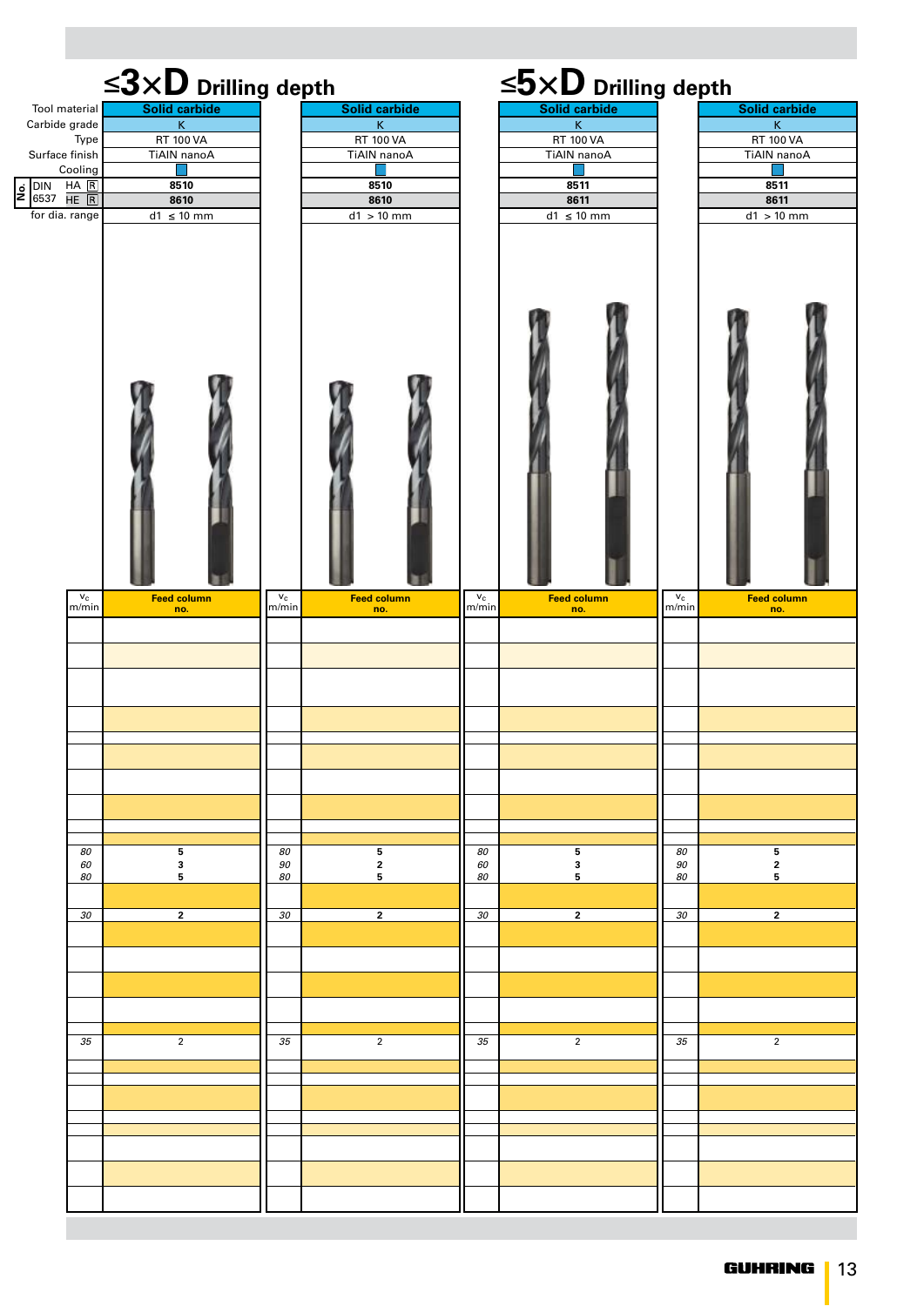# ≤3×D Drilling depth

# ≤5×D Drilling depth

| | ≤3×D | ≤3×D | ≤5×D | ≤5×D |
|---|---|---|---|---|
| Tool material | Solid carbide | Solid carbide | Solid carbide | Solid carbide |
| Carbide grade | K | K | K | K |
| Type | RT 100 VA | RT 100 VA | RT 100 VA | RT 100 VA |
| Surface finish | TiAlN nanoA | TiAlN nanoA | TiAlN nanoA | TiAlN nanoA |
| Cooling | ■ | ■ | ■ | ■ |
| No. DIN 6537 HA R | 8510 | 8510 | 8511 | 8511 |
| No. DIN 6537 HE R | 8610 | 8610 | 8611 | 8611 |
| for dia. range | d1 ≤ 10 mm | d1 > 10 mm | d1 ≤ 10 mm | d1 > 10 mm |

| $v_c$ m/min | Feed column no. | $v_c$ m/min | Feed column no. | $v_c$ m/min | Feed column no. | $v_c$ m/min | Feed column no. |
|---|---|---|---|---|---|---|---|
| | | | | | | | |
| | | | | | | | |
| | | | | | | | |
| | | | | | | | |
| | | | | | | | |
| | | | | | | | |
| | | | | | | | |
| | | | | | | | |
| | | | | | | | |
| | | | | | | | |
| 80 | 5 | 80 | 5 | 80 | 5 | 80 | 5 |
| 60 | 3 | 90 | 2 | 60 | 3 | 90 | 2 |
| 80 | 5 | 80 | 5 | 80 | 5 | 80 | 5 |
| | | | | | | | |
| 30 | 2 | 30 | 2 | 30 | 2 | 30 | 2 |
| | | | | | | | |
| | | | | | | | |
| | | | | | | | |
| | | | | | | | |
| | | | | | | | |
| | | | | | | | |
| 35 | 2 | 35 | 2 | 35 | 2 | 35 | 2 |
| | | | | | | | |
| | | | | | | | |
| | | | | | | | |
| | | | | | | | |
| | | | | | | | |
| | | | | | | | |
| | | | | | | | |
| | | | | | | | |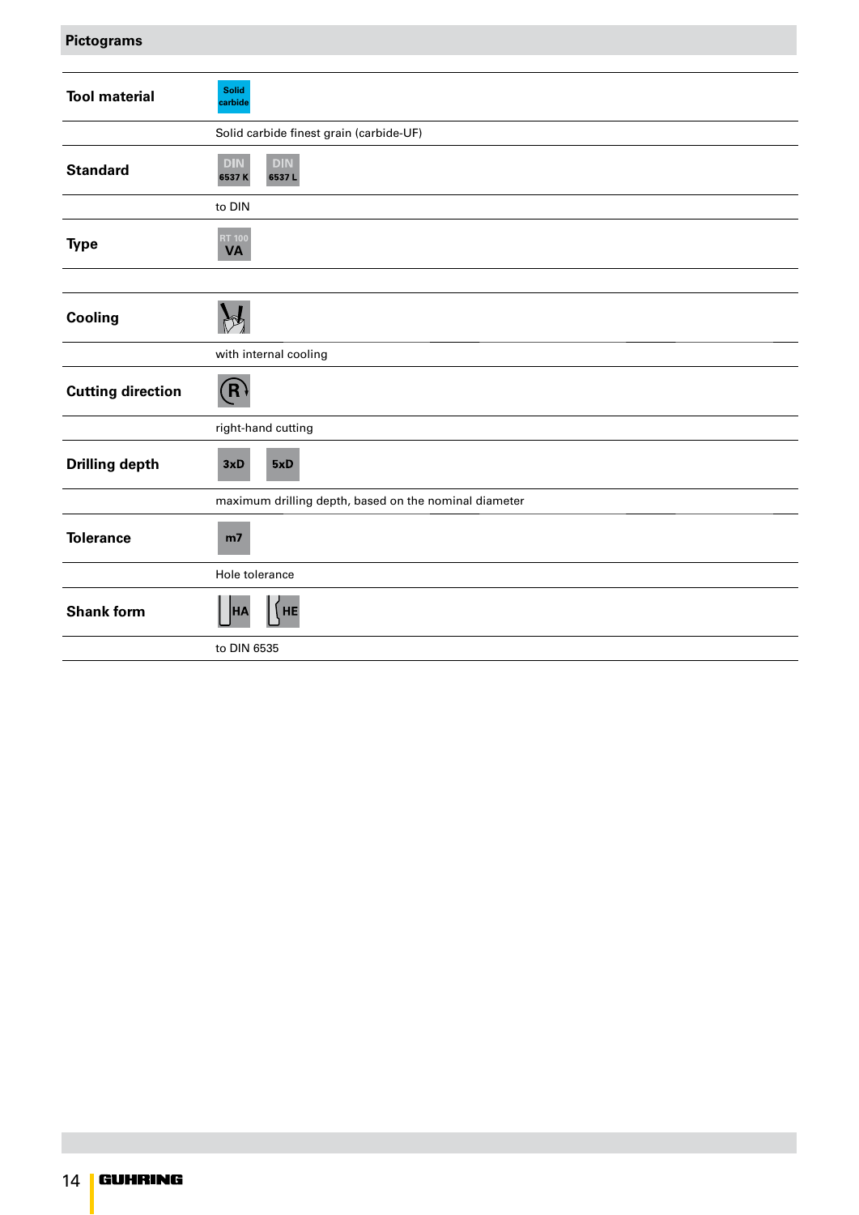## Pictograms

| | |
|---|---|
| **Tool material** | Solid carbide |
| | Solid carbide finest grain (carbide-UF) |
| **Standard** | DIN 6537 K   DIN 6537 L |
| | to DIN |
| **Type** | RT 100 VA |
| | |
| **Cooling** | |
| | with internal cooling |
| **Cutting direction** | R |
| | right-hand cutting |
| **Drilling depth** | 3xD   5xD |
| | maximum drilling depth, based on the nominal diameter |
| **Tolerance** | m7 |
| | Hole tolerance |
| **Shank form** | HA   HE |
| | to DIN 6535 |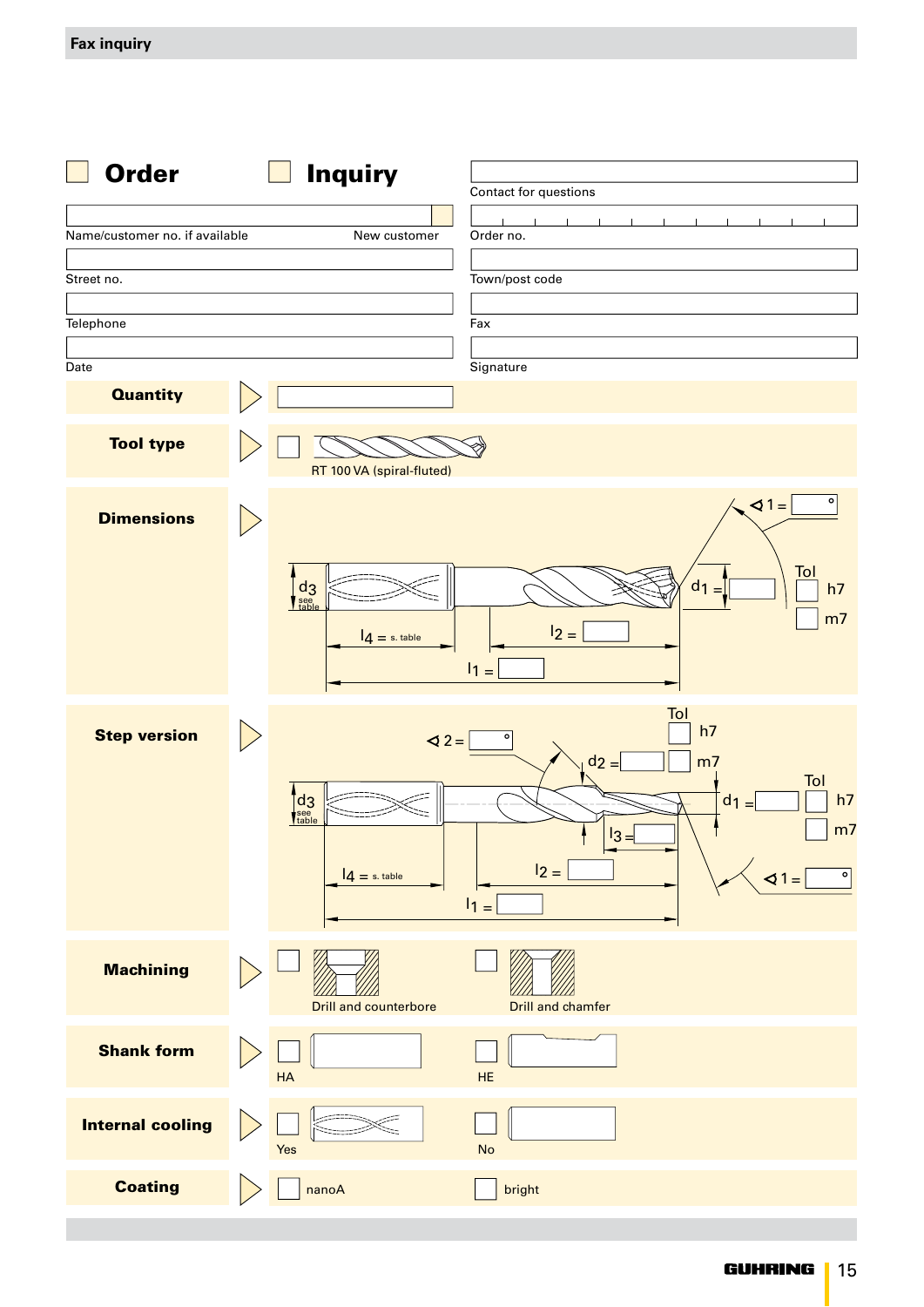## Fax inquiry

☐ **Order** ☐ **Inquiry**

Contact for questions

Name/customer no. if available ☐ New customer

Order no.

Street no.

Town/post code

Telephone

Fax

Date

Signature

| | |
|---|---|
| **Quantity** | |
| **Tool type** | ☐ RT 100 VA (spiral-fluted) |
| **Dimensions** | $d_3$ see table; $l_4$ = s. table; $l_2$ = ; $l_1$ = ; $d_1$ = ; Tol ☐ h7 ☐ m7; ∢ 1 = ° |
| **Step version** | $d_3$ see table; $l_4$ = s. table; $l_3$ = ; $l_2$ = ; $l_1$ = ; ∢ 2 = °; $d_2$ = ; Tol ☐ h7 ☐ m7; $d_1$ = ; Tol ☐ h7 ☐ m7; ∢ 1 = ° |
| **Machining** | ☐ Drill and counterbore ☐ Drill and chamfer |
| **Shank form** | ☐ HA ☐ HE |
| **Internal cooling** | ☐ Yes ☐ No |
| **Coating** | ☐ nanoA ☐ bright |

GUHRING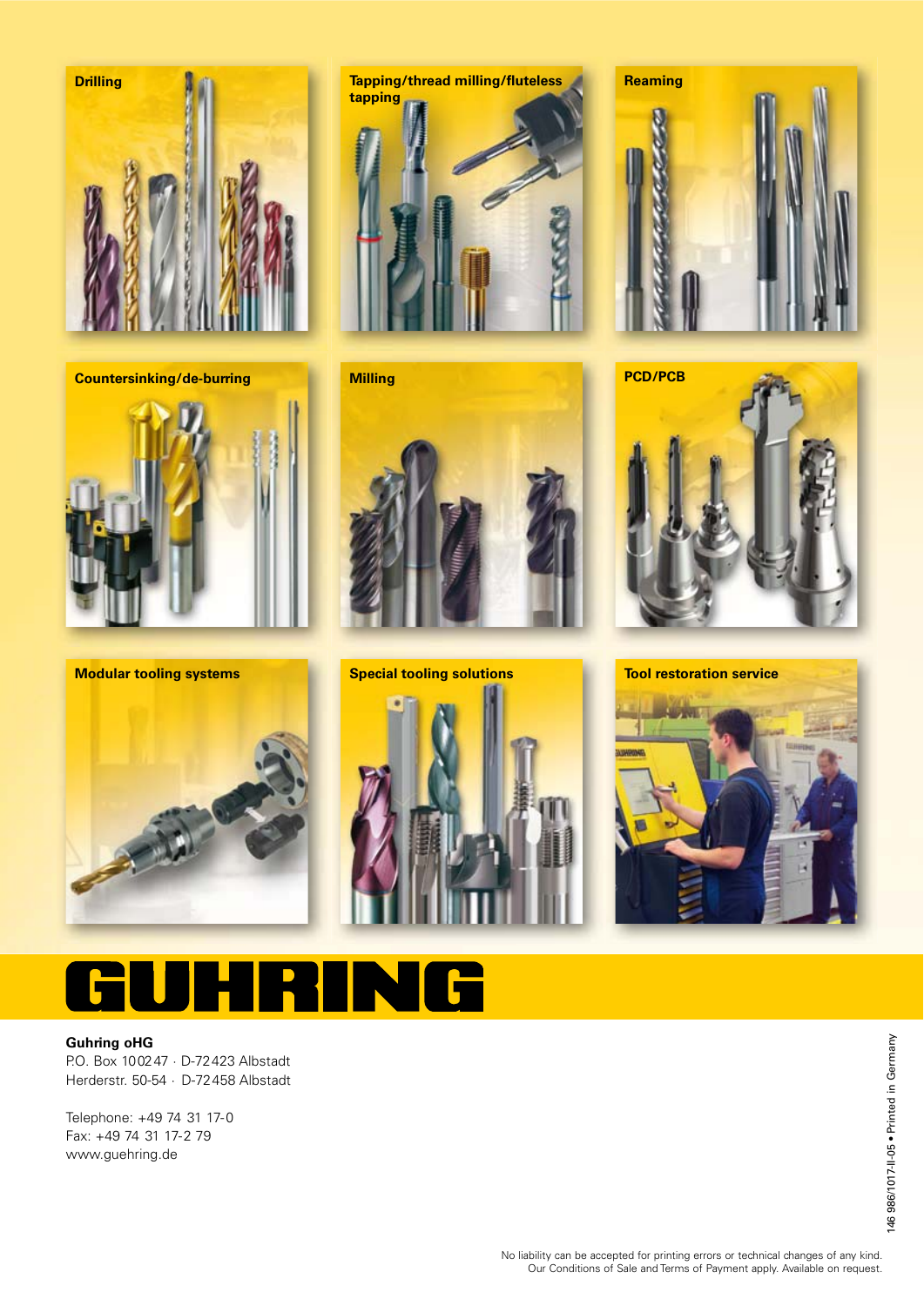Drilling

Tapping/thread milling/fluteless tapping

Reaming

Countersinking/de-burring

Milling

PCD/PCB

Modular tooling systems

Special tooling solutions

Tool restoration service

# GUHRING

**Guhring oHG**
P.O. Box 100247 · D-72423 Albstadt
Herderstr. 50-54 · D-72458 Albstadt

Telephone: +49 74 31 17-0
Fax: +49 74 31 17-2 79
www.guehring.de

146 986/1017-II-05 • Printed in Germany

No liability can be accepted for printing errors or technical changes of any kind.
Our Conditions of Sale and Terms of Payment apply. Available on request.